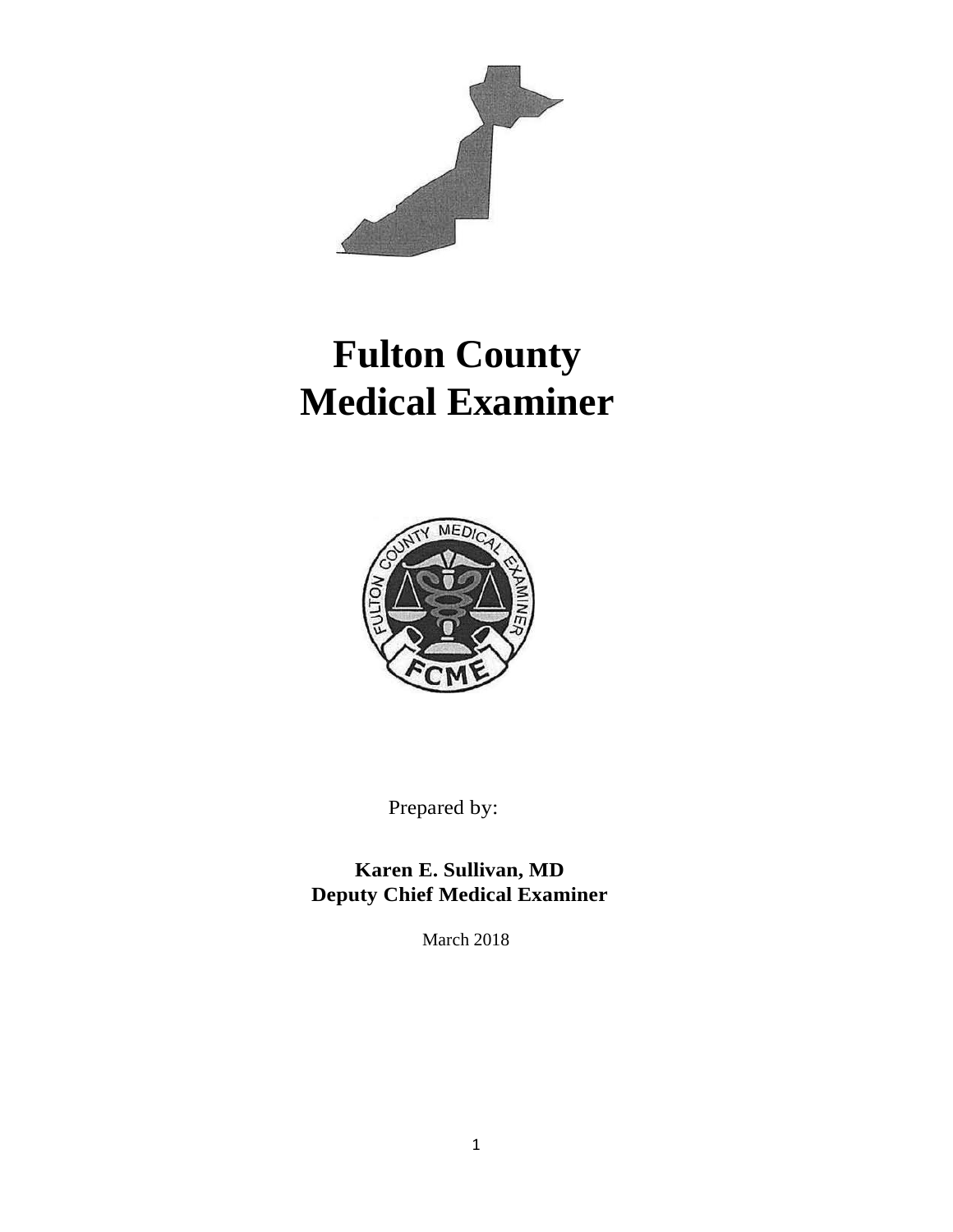# Fulton County Medical Examiner

Prepared by:

**Karen E. Sullivan, MD**
**Deputy Chief Medical Examiner**

March 2018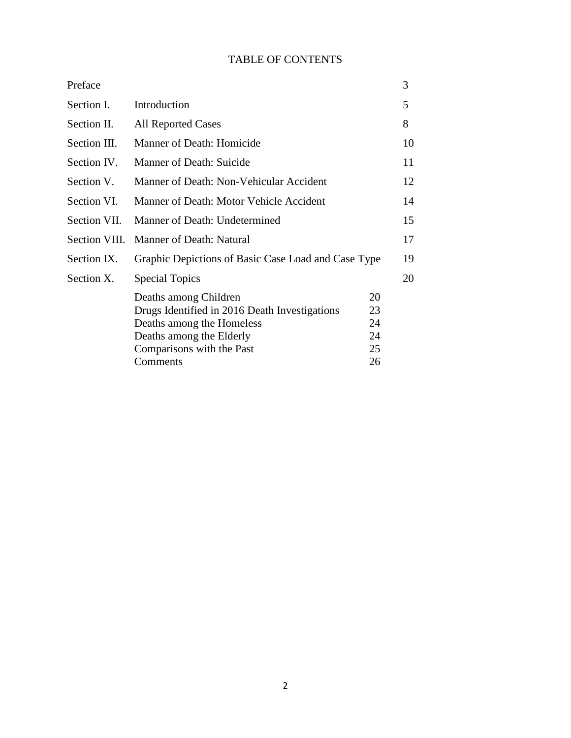# TABLE OF CONTENTS

| | | | |
|---|---|---|---|
| Preface | | | 3 |
| Section I. | Introduction | | 5 |
| Section II. | All Reported Cases | | 8 |
| Section III. | Manner of Death: Homicide | | 10 |
| Section IV. | Manner of Death: Suicide | | 11 |
| Section V. | Manner of Death: Non-Vehicular Accident | | 12 |
| Section VI. | Manner of Death: Motor Vehicle Accident | | 14 |
| Section VII. | Manner of Death: Undetermined | | 15 |
| Section VIII. | Manner of Death: Natural | | 17 |
| Section IX. | Graphic Depictions of Basic Case Load and Case Type | | 19 |
| Section X. | Special Topics | | 20 |
| | Deaths among Children | 20 | |
| | Drugs Identified in 2016 Death Investigations | 23 | |
| | Deaths among the Homeless | 24 | |
| | Deaths among the Elderly | 24 | |
| | Comparisons with the Past | 25 | |
| | Comments | 26 | |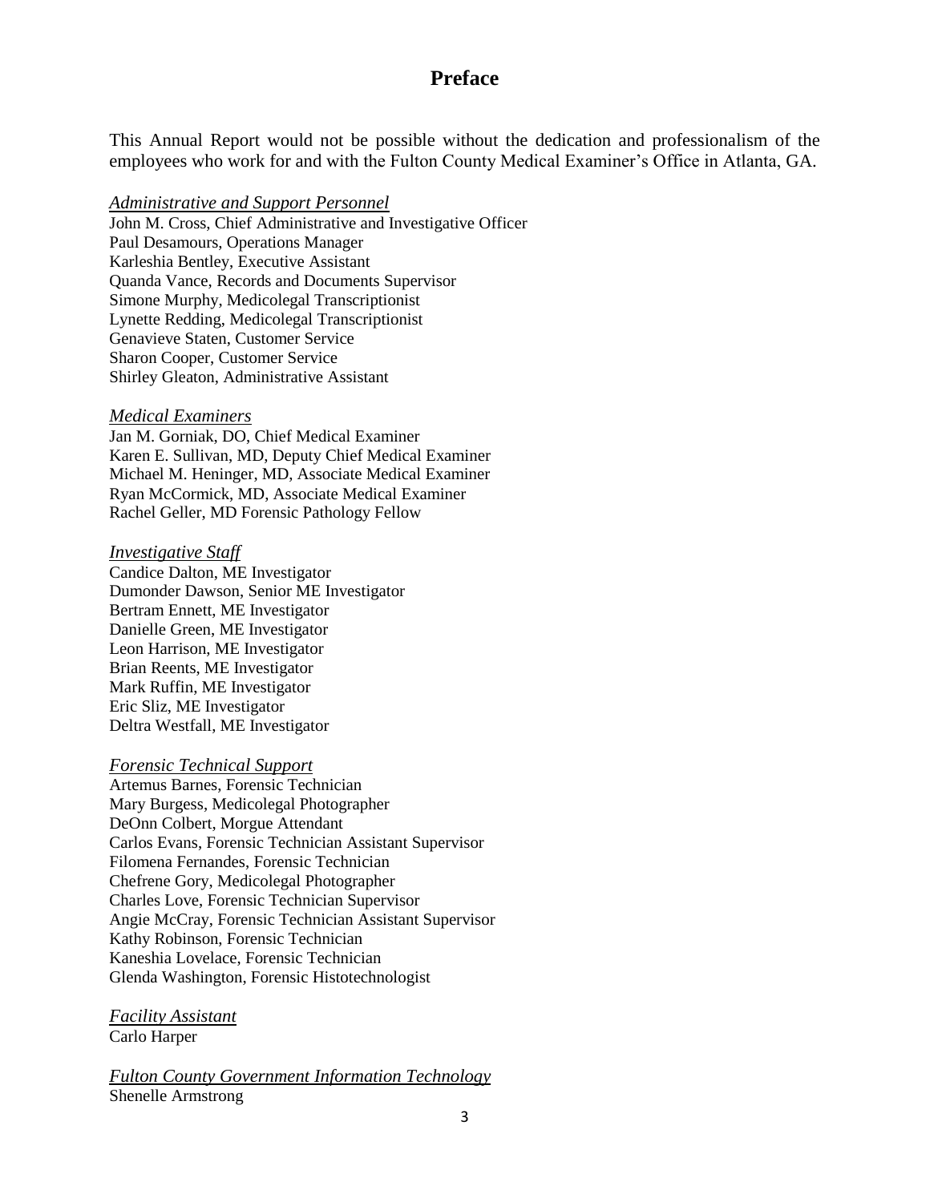# Preface

This Annual Report would not be possible without the dedication and professionalism of the employees who work for and with the Fulton County Medical Examiner's Office in Atlanta, GA.

*Administrative and Support Personnel*

John M. Cross, Chief Administrative and Investigative Officer
Paul Desamours, Operations Manager
Karleshia Bentley, Executive Assistant
Quanda Vance, Records and Documents Supervisor
Simone Murphy, Medicolegal Transcriptionist
Lynette Redding, Medicolegal Transcriptionist
Genavieve Staten, Customer Service
Sharon Cooper, Customer Service
Shirley Gleaton, Administrative Assistant

*Medical Examiners*

Jan M. Gorniak, DO, Chief Medical Examiner
Karen E. Sullivan, MD, Deputy Chief Medical Examiner
Michael M. Heninger, MD, Associate Medical Examiner
Ryan McCormick, MD, Associate Medical Examiner
Rachel Geller, MD Forensic Pathology Fellow

*Investigative Staff*

Candice Dalton, ME Investigator
Dumonder Dawson, Senior ME Investigator
Bertram Ennett, ME Investigator
Danielle Green, ME Investigator
Leon Harrison, ME Investigator
Brian Reents, ME Investigator
Mark Ruffin, ME Investigator
Eric Sliz, ME Investigator
Deltra Westfall, ME Investigator

*Forensic Technical Support*

Artemus Barnes, Forensic Technician
Mary Burgess, Medicolegal Photographer
DeOnn Colbert, Morgue Attendant
Carlos Evans, Forensic Technician Assistant Supervisor
Filomena Fernandes, Forensic Technician
Chefrene Gory, Medicolegal Photographer
Charles Love, Forensic Technician Supervisor
Angie McCray, Forensic Technician Assistant Supervisor
Kathy Robinson, Forensic Technician
Kaneshia Lovelace, Forensic Technician
Glenda Washington, Forensic Histotechnologist

*Facility Assistant*

Carlo Harper

*Fulton County Government Information Technology*

Shenelle Armstrong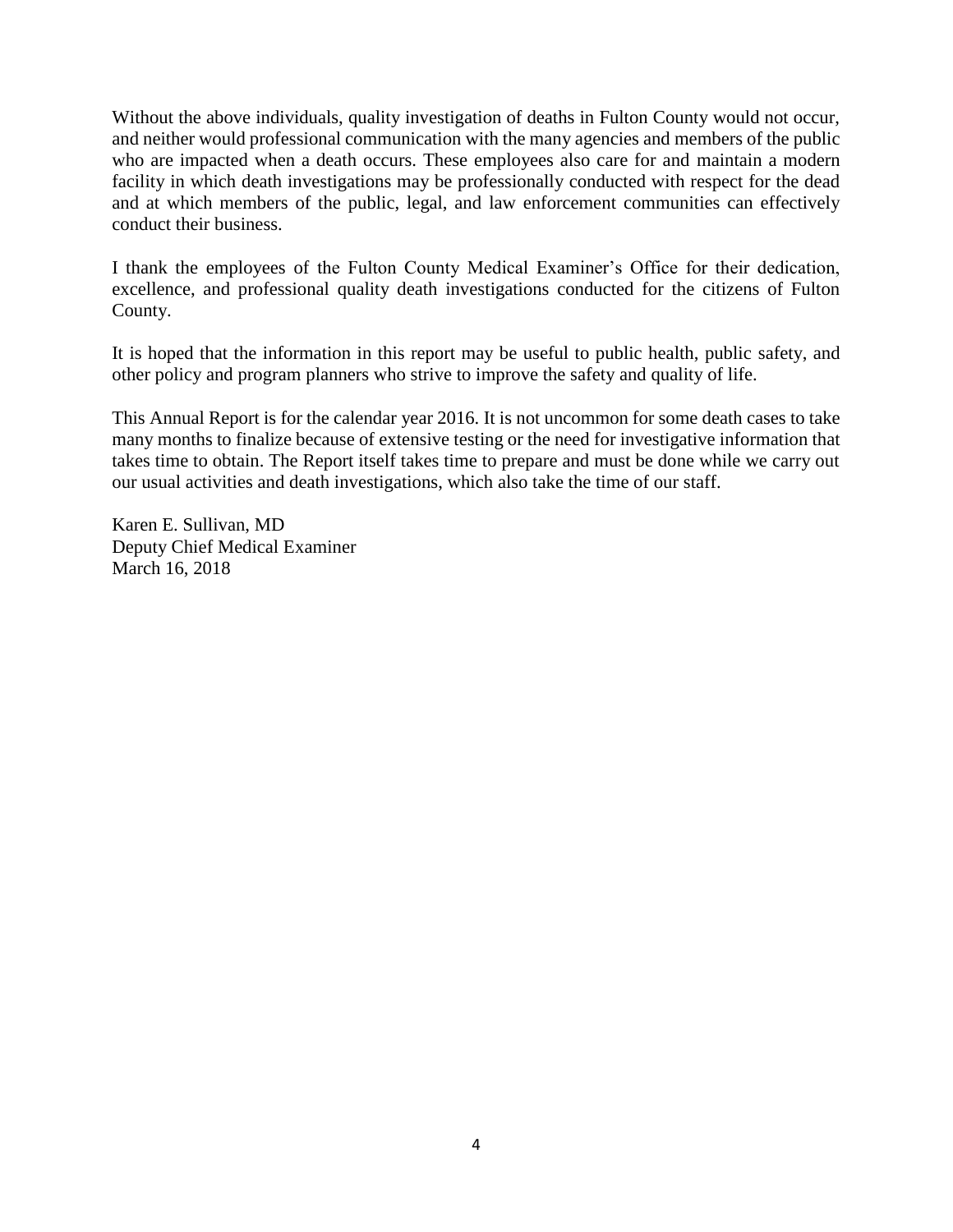Without the above individuals, quality investigation of deaths in Fulton County would not occur, and neither would professional communication with the many agencies and members of the public who are impacted when a death occurs. These employees also care for and maintain a modern facility in which death investigations may be professionally conducted with respect for the dead and at which members of the public, legal, and law enforcement communities can effectively conduct their business.

I thank the employees of the Fulton County Medical Examiner's Office for their dedication, excellence, and professional quality death investigations conducted for the citizens of Fulton County.

It is hoped that the information in this report may be useful to public health, public safety, and other policy and program planners who strive to improve the safety and quality of life.

This Annual Report is for the calendar year 2016. It is not uncommon for some death cases to take many months to finalize because of extensive testing or the need for investigative information that takes time to obtain. The Report itself takes time to prepare and must be done while we carry out our usual activities and death investigations, which also take the time of our staff.

Karen E. Sullivan, MD  
Deputy Chief Medical Examiner  
March 16, 2018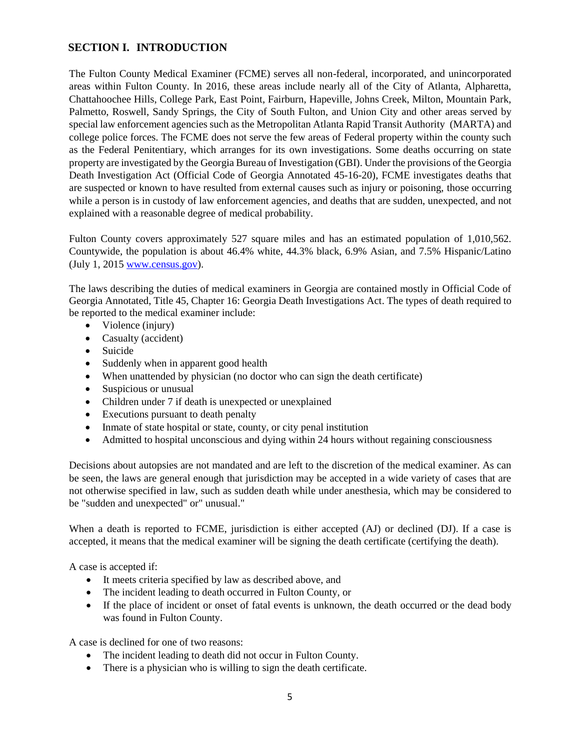## SECTION I. INTRODUCTION

The Fulton County Medical Examiner (FCME) serves all non-federal, incorporated, and unincorporated areas within Fulton County. In 2016, these areas include nearly all of the City of Atlanta, Alpharetta, Chattahoochee Hills, College Park, East Point, Fairburn, Hapeville, Johns Creek, Milton, Mountain Park, Palmetto, Roswell, Sandy Springs, the City of South Fulton, and Union City and other areas served by special law enforcement agencies such as the Metropolitan Atlanta Rapid Transit Authority (MARTA) and college police forces. The FCME does not serve the few areas of Federal property within the county such as the Federal Penitentiary, which arranges for its own investigations. Some deaths occurring on state property are investigated by the Georgia Bureau of Investigation (GBI). Under the provisions of the Georgia Death Investigation Act (Official Code of Georgia Annotated 45-16-20), FCME investigates deaths that are suspected or known to have resulted from external causes such as injury or poisoning, those occurring while a person is in custody of law enforcement agencies, and deaths that are sudden, unexpected, and not explained with a reasonable degree of medical probability.

Fulton County covers approximately 527 square miles and has an estimated population of 1,010,562. Countywide, the population is about 46.4% white, 44.3% black, 6.9% Asian, and 7.5% Hispanic/Latino (July 1, 2015 www.census.gov).

The laws describing the duties of medical examiners in Georgia are contained mostly in Official Code of Georgia Annotated, Title 45, Chapter 16: Georgia Death Investigations Act. The types of death required to be reported to the medical examiner include:

- Violence (injury)
- Casualty (accident)
- Suicide
- Suddenly when in apparent good health
- When unattended by physician (no doctor who can sign the death certificate)
- Suspicious or unusual
- Children under 7 if death is unexpected or unexplained
- Executions pursuant to death penalty
- Inmate of state hospital or state, county, or city penal institution
- Admitted to hospital unconscious and dying within 24 hours without regaining consciousness

Decisions about autopsies are not mandated and are left to the discretion of the medical examiner. As can be seen, the laws are general enough that jurisdiction may be accepted in a wide variety of cases that are not otherwise specified in law, such as sudden death while under anesthesia, which may be considered to be "sudden and unexpected" or" unusual."

When a death is reported to FCME, jurisdiction is either accepted (AJ) or declined (DJ). If a case is accepted, it means that the medical examiner will be signing the death certificate (certifying the death).

A case is accepted if:

- It meets criteria specified by law as described above, and
- The incident leading to death occurred in Fulton County, or
- If the place of incident or onset of fatal events is unknown, the death occurred or the dead body was found in Fulton County.

A case is declined for one of two reasons:

- The incident leading to death did not occur in Fulton County.
- There is a physician who is willing to sign the death certificate.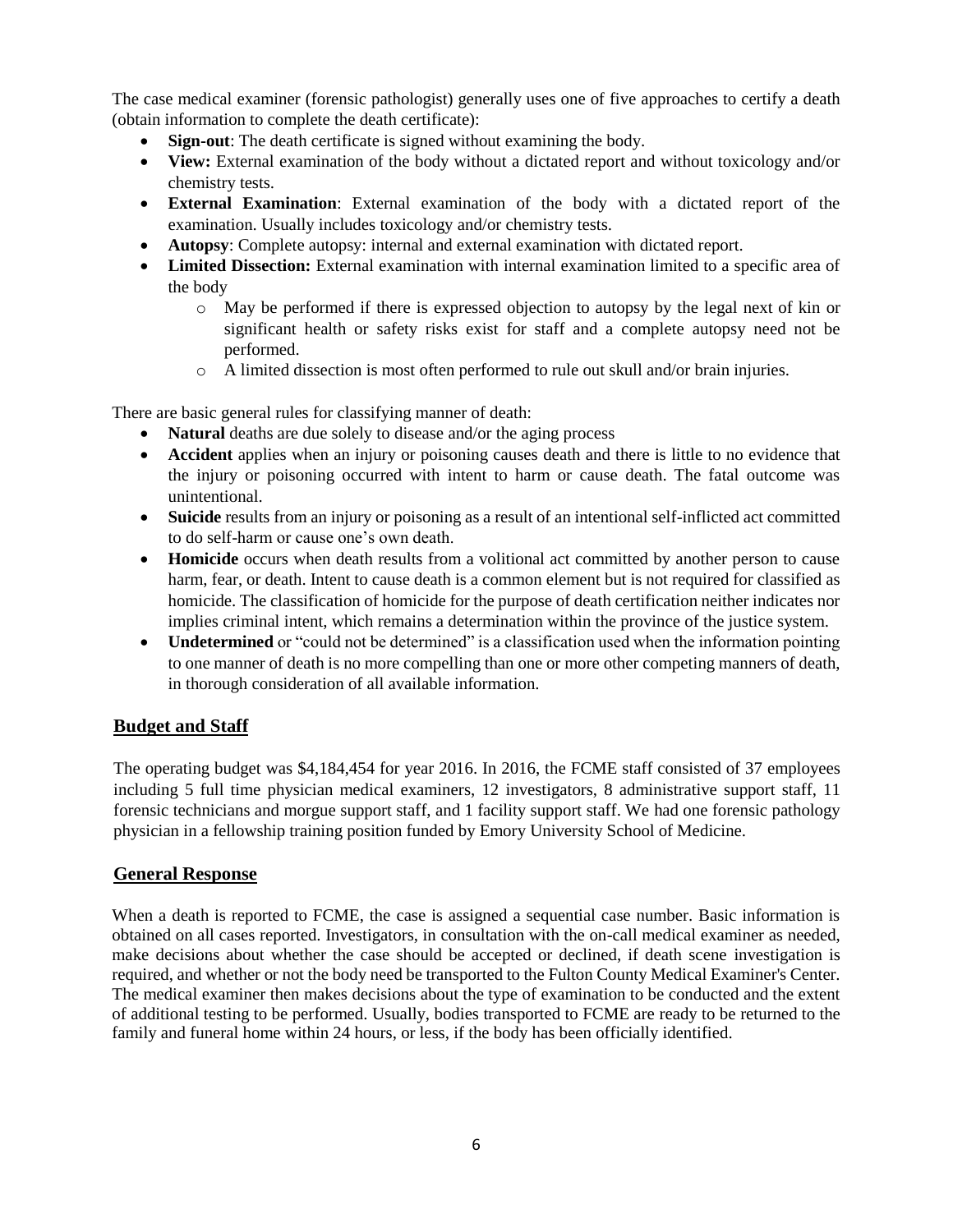The case medical examiner (forensic pathologist) generally uses one of five approaches to certify a death (obtain information to complete the death certificate):

- **Sign-out**: The death certificate is signed without examining the body.
- **View:** External examination of the body without a dictated report and without toxicology and/or chemistry tests.
- **External Examination**: External examination of the body with a dictated report of the examination. Usually includes toxicology and/or chemistry tests.
- **Autopsy**: Complete autopsy: internal and external examination with dictated report.
- **Limited Dissection:** External examination with internal examination limited to a specific area of the body
    - May be performed if there is expressed objection to autopsy by the legal next of kin or significant health or safety risks exist for staff and a complete autopsy need not be performed.
    - A limited dissection is most often performed to rule out skull and/or brain injuries.

There are basic general rules for classifying manner of death:

- **Natural** deaths are due solely to disease and/or the aging process
- **Accident** applies when an injury or poisoning causes death and there is little to no evidence that the injury or poisoning occurred with intent to harm or cause death. The fatal outcome was unintentional.
- **Suicide** results from an injury or poisoning as a result of an intentional self-inflicted act committed to do self-harm or cause one's own death.
- **Homicide** occurs when death results from a volitional act committed by another person to cause harm, fear, or death. Intent to cause death is a common element but is not required for classified as homicide. The classification of homicide for the purpose of death certification neither indicates nor implies criminal intent, which remains a determination within the province of the justice system.
- **Undetermined** or "could not be determined" is a classification used when the information pointing to one manner of death is no more compelling than one or more other competing manners of death, in thorough consideration of all available information.

## Budget and Staff

The operating budget was $4,184,454 for year 2016. In 2016, the FCME staff consisted of 37 employees including 5 full time physician medical examiners, 12 investigators, 8 administrative support staff, 11 forensic technicians and morgue support staff, and 1 facility support staff. We had one forensic pathology physician in a fellowship training position funded by Emory University School of Medicine.

## General Response

When a death is reported to FCME, the case is assigned a sequential case number. Basic information is obtained on all cases reported. Investigators, in consultation with the on-call medical examiner as needed, make decisions about whether the case should be accepted or declined, if death scene investigation is required, and whether or not the body need be transported to the Fulton County Medical Examiner's Center. The medical examiner then makes decisions about the type of examination to be conducted and the extent of additional testing to be performed. Usually, bodies transported to FCME are ready to be returned to the family and funeral home within 24 hours, or less, if the body has been officially identified.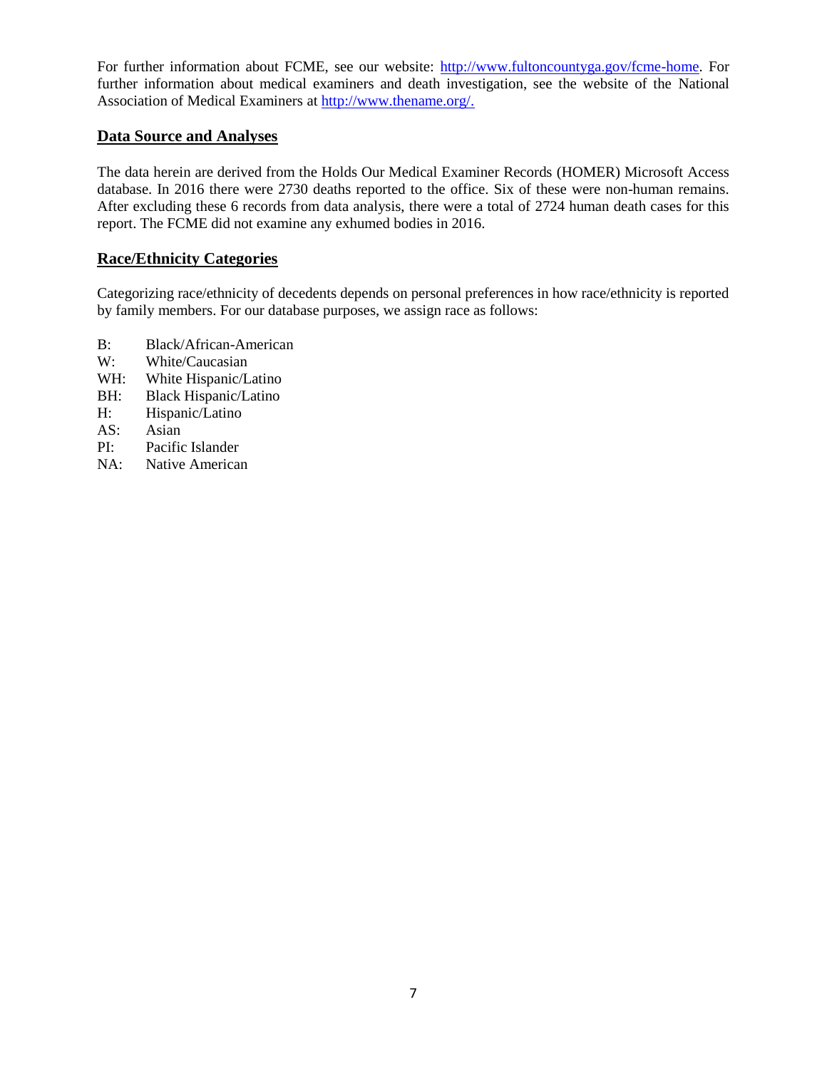For further information about FCME, see our website: http://www.fultoncountyga.gov/fcme-home. For further information about medical examiners and death investigation, see the website of the National Association of Medical Examiners at http://www.thename.org/.

## Data Source and Analyses

The data herein are derived from the Holds Our Medical Examiner Records (HOMER) Microsoft Access database. In 2016 there were 2730 deaths reported to the office. Six of these were non-human remains. After excluding these 6 records from data analysis, there were a total of 2724 human death cases for this report. The FCME did not examine any exhumed bodies in 2016.

## Race/Ethnicity Categories

Categorizing race/ethnicity of decedents depends on personal preferences in how race/ethnicity is reported by family members. For our database purposes, we assign race as follows:

- B: Black/African-American
- W: White/Caucasian
- WH: White Hispanic/Latino
- BH: Black Hispanic/Latino
- H: Hispanic/Latino
- AS: Asian
- PI: Pacific Islander
- NA: Native American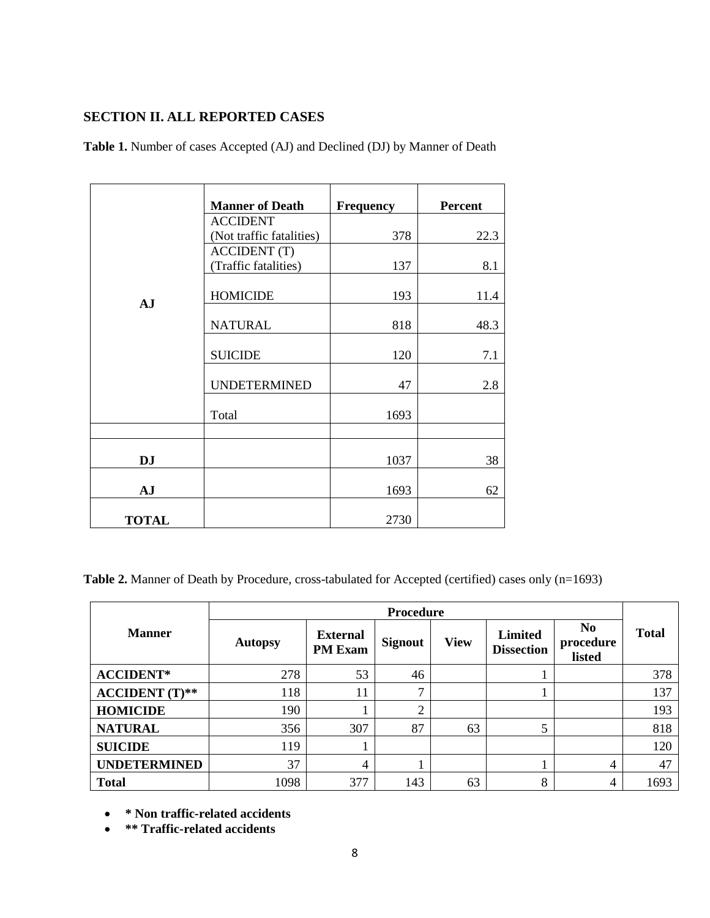## SECTION II. ALL REPORTED CASES

**Table 1.** Number of cases Accepted (AJ) and Declined (DJ) by Manner of Death

| | Manner of Death | Frequency | Percent |
|---|---|---|---|
| AJ | ACCIDENT (Not traffic fatalities) | 378 | 22.3 |
| | ACCIDENT (T) (Traffic fatalities) | 137 | 8.1 |
| | HOMICIDE | 193 | 11.4 |
| | NATURAL | 818 | 48.3 |
| | SUICIDE | 120 | 7.1 |
| | UNDETERMINED | 47 | 2.8 |
| | Total | 1693 | |
| | | | |
| DJ | | 1037 | 38 |
| AJ | | 1693 | 62 |
| TOTAL | | 2730 | |

**Table 2.** Manner of Death by Procedure, cross-tabulated for Accepted (certified) cases only (n=1693)

| Manner | Procedure | | | | | | Total |
|---|---|---|---|---|---|---|---|
| | Autopsy | External PM Exam | Signout | View | Limited Dissection | No procedure listed | |
| ACCIDENT* | 278 | 53 | 46 | | 1 | | 378 |
| ACCIDENT (T)** | 118 | 11 | 7 | | 1 | | 137 |
| HOMICIDE | 190 | 1 | 2 | | | | 193 |
| NATURAL | 356 | 307 | 87 | 63 | 5 | | 818 |
| SUICIDE | 119 | 1 | | | | | 120 |
| UNDETERMINED | 37 | 4 | 1 | | 1 | 4 | 47 |
| Total | 1098 | 377 | 143 | 63 | 8 | 4 | 1693 |

- *** Non traffic-related accidents**
- **** Traffic-related accidents**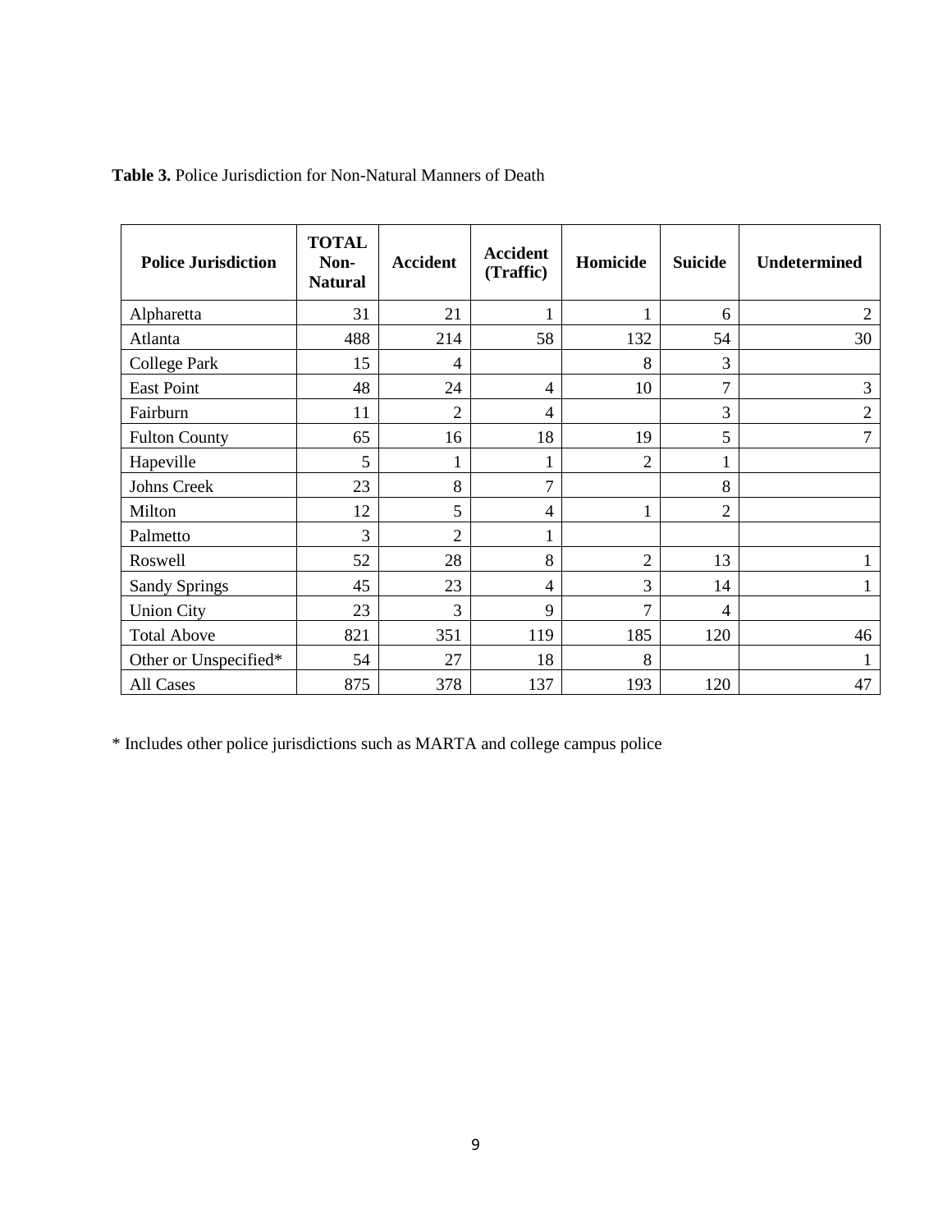**Table 3.** Police Jurisdiction for Non-Natural Manners of Death

| Police Jurisdiction | TOTAL Non-Natural | Accident | Accident (Traffic) | Homicide | Suicide | Undetermined |
|---|---|---|---|---|---|---|
| Alpharetta | 31 | 21 | 1 | 1 | 6 | 2 |
| Atlanta | 488 | 214 | 58 | 132 | 54 | 30 |
| College Park | 15 | 4 | | 8 | 3 | |
| East Point | 48 | 24 | 4 | 10 | 7 | 3 |
| Fairburn | 11 | 2 | 4 | | 3 | 2 |
| Fulton County | 65 | 16 | 18 | 19 | 5 | 7 |
| Hapeville | 5 | 1 | 1 | 2 | 1 | |
| Johns Creek | 23 | 8 | 7 | | 8 | |
| Milton | 12 | 5 | 4 | 1 | 2 | |
| Palmetto | 3 | 2 | 1 | | | |
| Roswell | 52 | 28 | 8 | 2 | 13 | 1 |
| Sandy Springs | 45 | 23 | 4 | 3 | 14 | 1 |
| Union City | 23 | 3 | 9 | 7 | 4 | |
| Total Above | 821 | 351 | 119 | 185 | 120 | 46 |
| Other or Unspecified* | 54 | 27 | 18 | 8 | | 1 |
| All Cases | 875 | 378 | 137 | 193 | 120 | 47 |

* Includes other police jurisdictions such as MARTA and college campus police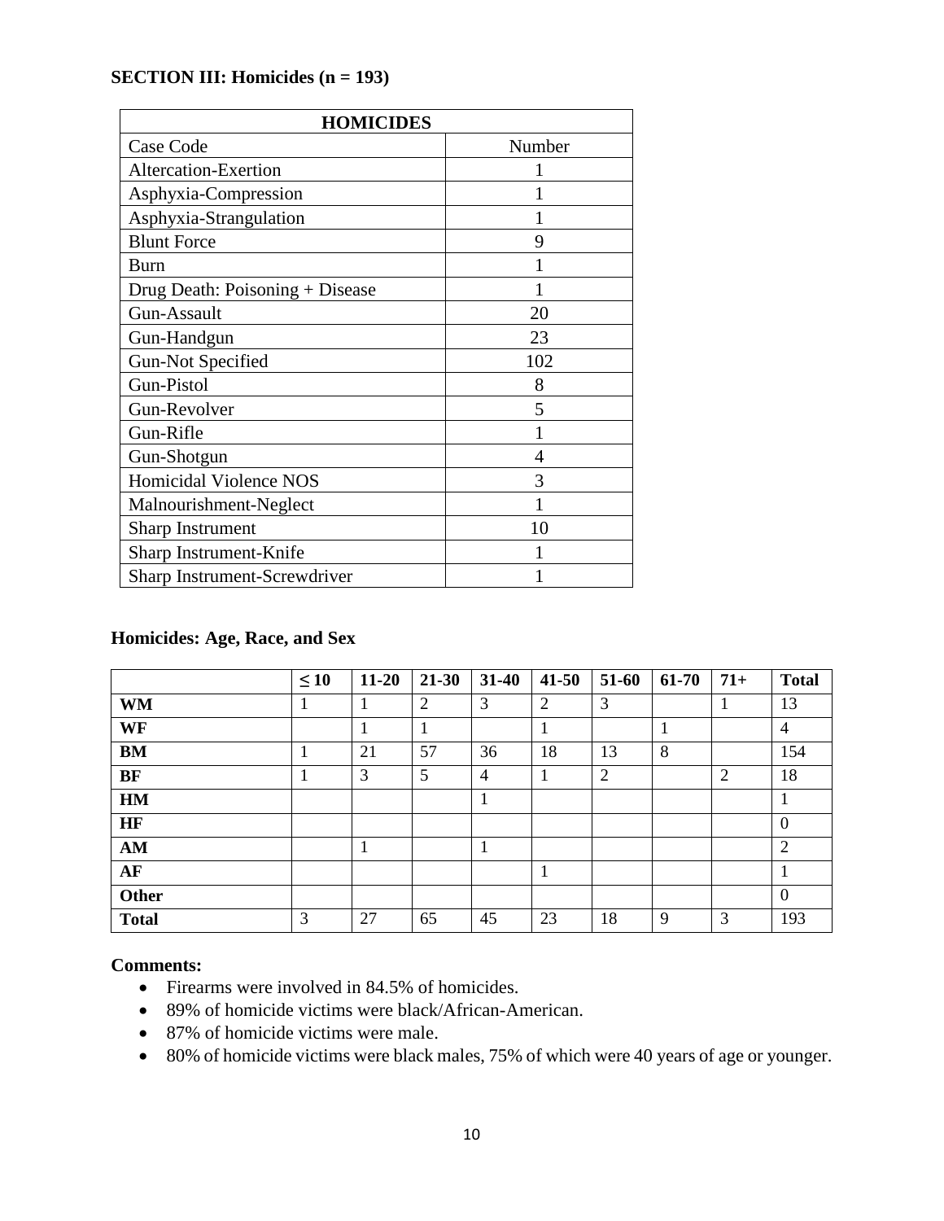**SECTION III: Homicides (n = 193)**

| HOMICIDES | |
|---|---|
| Case Code | Number |
| Altercation-Exertion | 1 |
| Asphyxia-Compression | 1 |
| Asphyxia-Strangulation | 1 |
| Blunt Force | 9 |
| Burn | 1 |
| Drug Death: Poisoning + Disease | 1 |
| Gun-Assault | 20 |
| Gun-Handgun | 23 |
| Gun-Not Specified | 102 |
| Gun-Pistol | 8 |
| Gun-Revolver | 5 |
| Gun-Rifle | 1 |
| Gun-Shotgun | 4 |
| Homicidal Violence NOS | 3 |
| Malnourishment-Neglect | 1 |
| Sharp Instrument | 10 |
| Sharp Instrument-Knife | 1 |
| Sharp Instrument-Screwdriver | 1 |

**Homicides: Age, Race, and Sex**

| | ≤ 10 | 11-20 | 21-30 | 31-40 | 41-50 | 51-60 | 61-70 | 71+ | Total |
|---|---|---|---|---|---|---|---|---|---|
| **WM** | 1 | 1 | 2 | 3 | 2 | 3 | | 1 | 13 |
| **WF** | | 1 | 1 | | 1 | | 1 | | 4 |
| **BM** | 1 | 21 | 57 | 36 | 18 | 13 | 8 | | 154 |
| **BF** | 1 | 3 | 5 | 4 | 1 | 2 | | 2 | 18 |
| **HM** | | | | 1 | | | | | 1 |
| **HF** | | | | | | | | | 0 |
| **AM** | | 1 | | 1 | | | | | 2 |
| **AF** | | | | | 1 | | | | 1 |
| **Other** | | | | | | | | | 0 |
| **Total** | 3 | 27 | 65 | 45 | 23 | 18 | 9 | 3 | 193 |

**Comments:**

- Firearms were involved in 84.5% of homicides.
- 89% of homicide victims were black/African-American.
- 87% of homicide victims were male.
- 80% of homicide victims were black males, 75% of which were 40 years of age or younger.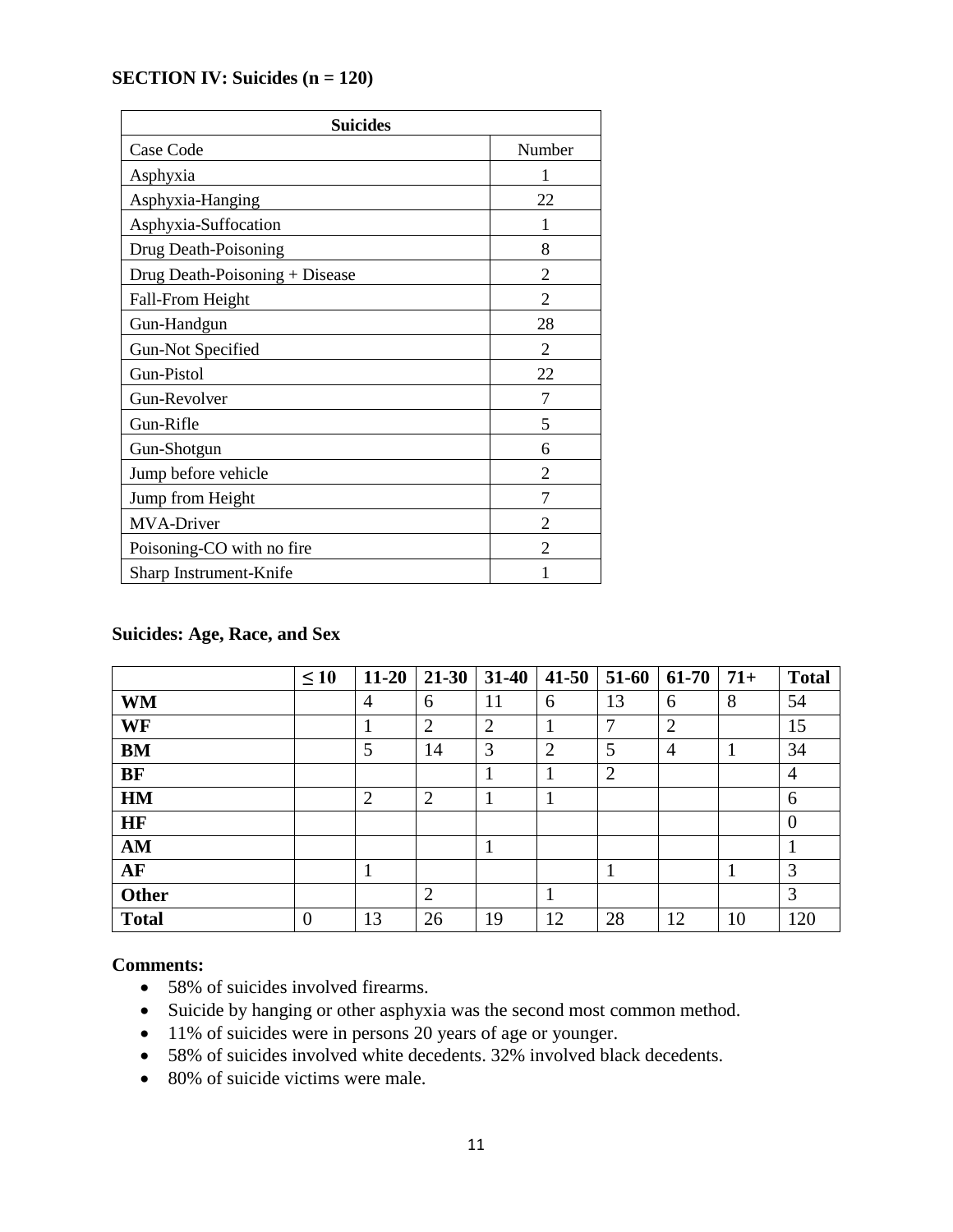## SECTION IV: Suicides (n = 120)

| Suicides | |
|---|---|
| Case Code | Number |
| Asphyxia | 1 |
| Asphyxia-Hanging | 22 |
| Asphyxia-Suffocation | 1 |
| Drug Death-Poisoning | 8 |
| Drug Death-Poisoning + Disease | 2 |
| Fall-From Height | 2 |
| Gun-Handgun | 28 |
| Gun-Not Specified | 2 |
| Gun-Pistol | 22 |
| Gun-Revolver | 7 |
| Gun-Rifle | 5 |
| Gun-Shotgun | 6 |
| Jump before vehicle | 2 |
| Jump from Height | 7 |
| MVA-Driver | 2 |
| Poisoning-CO with no fire | 2 |
| Sharp Instrument-Knife | 1 |

### Suicides: Age, Race, and Sex

| | ≤ 10 | 11-20 | 21-30 | 31-40 | 41-50 | 51-60 | 61-70 | 71+ | Total |
|---|---|---|---|---|---|---|---|---|---|
| **WM** | | 4 | 6 | 11 | 6 | 13 | 6 | 8 | 54 |
| **WF** | | 1 | 2 | 2 | 1 | 7 | 2 | | 15 |
| **BM** | | 5 | 14 | 3 | 2 | 5 | 4 | 1 | 34 |
| **BF** | | | | 1 | 1 | 2 | | | 4 |
| **HM** | | 2 | 2 | 1 | 1 | | | | 6 |
| **HF** | | | | | | | | | 0 |
| **AM** | | | | 1 | | | | | 1 |
| **AF** | | 1 | | | | 1 | | 1 | 3 |
| **Other** | | | 2 | | 1 | | | | 3 |
| **Total** | 0 | 13 | 26 | 19 | 12 | 28 | 12 | 10 | 120 |

**Comments:**

- 58% of suicides involved firearms.
- Suicide by hanging or other asphyxia was the second most common method.
- 11% of suicides were in persons 20 years of age or younger.
- 58% of suicides involved white decedents. 32% involved black decedents.
- 80% of suicide victims were male.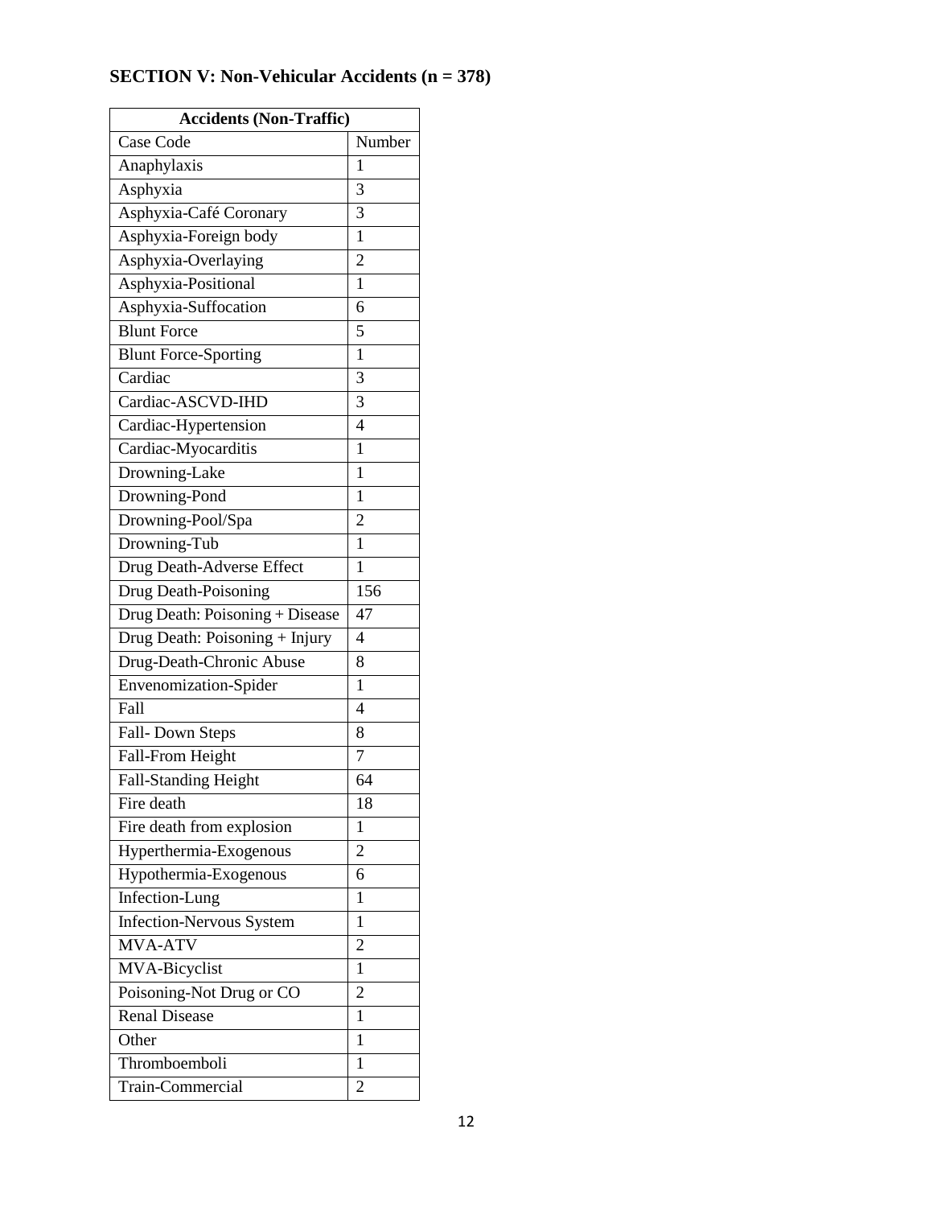## SECTION V: Non-Vehicular Accidents (n = 378)

| Accidents (Non-Traffic) | |
|---|---|
| Case Code | Number |
| Anaphylaxis | 1 |
| Asphyxia | 3 |
| Asphyxia-Café Coronary | 3 |
| Asphyxia-Foreign body | 1 |
| Asphyxia-Overlaying | 2 |
| Asphyxia-Positional | 1 |
| Asphyxia-Suffocation | 6 |
| Blunt Force | 5 |
| Blunt Force-Sporting | 1 |
| Cardiac | 3 |
| Cardiac-ASCVD-IHD | 3 |
| Cardiac-Hypertension | 4 |
| Cardiac-Myocarditis | 1 |
| Drowning-Lake | 1 |
| Drowning-Pond | 1 |
| Drowning-Pool/Spa | 2 |
| Drowning-Tub | 1 |
| Drug Death-Adverse Effect | 1 |
| Drug Death-Poisoning | 156 |
| Drug Death: Poisoning + Disease | 47 |
| Drug Death: Poisoning + Injury | 4 |
| Drug-Death-Chronic Abuse | 8 |
| Envenomization-Spider | 1 |
| Fall | 4 |
| Fall- Down Steps | 8 |
| Fall-From Height | 7 |
| Fall-Standing Height | 64 |
| Fire death | 18 |
| Fire death from explosion | 1 |
| Hyperthermia-Exogenous | 2 |
| Hypothermia-Exogenous | 6 |
| Infection-Lung | 1 |
| Infection-Nervous System | 1 |
| MVA-ATV | 2 |
| MVA-Bicyclist | 1 |
| Poisoning-Not Drug or CO | 2 |
| Renal Disease | 1 |
| Other | 1 |
| Thromboemboli | 1 |
| Train-Commercial | 2 |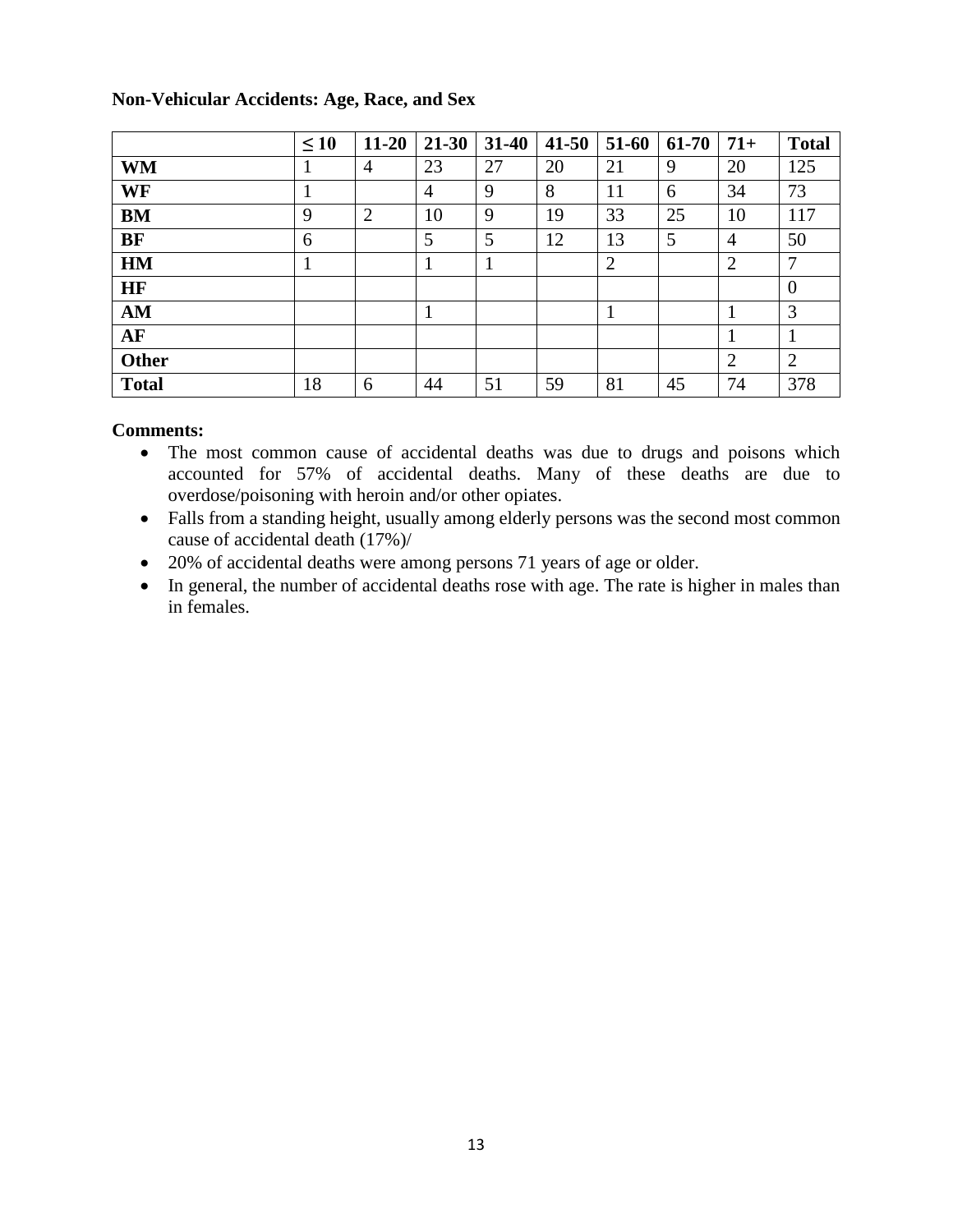**Non-Vehicular Accidents: Age, Race, and Sex**

| | ≤ 10 | 11-20 | 21-30 | 31-40 | 41-50 | 51-60 | 61-70 | 71+ | Total |
|---|---|---|---|---|---|---|---|---|---|
| **WM** | 1 | 4 | 23 | 27 | 20 | 21 | 9 | 20 | 125 |
| **WF** | 1 | | 4 | 9 | 8 | 11 | 6 | 34 | 73 |
| **BM** | 9 | 2 | 10 | 9 | 19 | 33 | 25 | 10 | 117 |
| **BF** | 6 | | 5 | 5 | 12 | 13 | 5 | 4 | 50 |
| **HM** | 1 | | 1 | 1 | | 2 | | 2 | 7 |
| **HF** | | | | | | | | | 0 |
| **AM** | | | 1 | | | 1 | | 1 | 3 |
| **AF** | | | | | | | | 1 | 1 |
| **Other** | | | | | | | | 2 | 2 |
| **Total** | 18 | 6 | 44 | 51 | 59 | 81 | 45 | 74 | 378 |

**Comments:**

- The most common cause of accidental deaths was due to drugs and poisons which accounted for 57% of accidental deaths. Many of these deaths are due to overdose/poisoning with heroin and/or other opiates.
- Falls from a standing height, usually among elderly persons was the second most common cause of accidental death (17%)/
- 20% of accidental deaths were among persons 71 years of age or older.
- In general, the number of accidental deaths rose with age. The rate is higher in males than in females.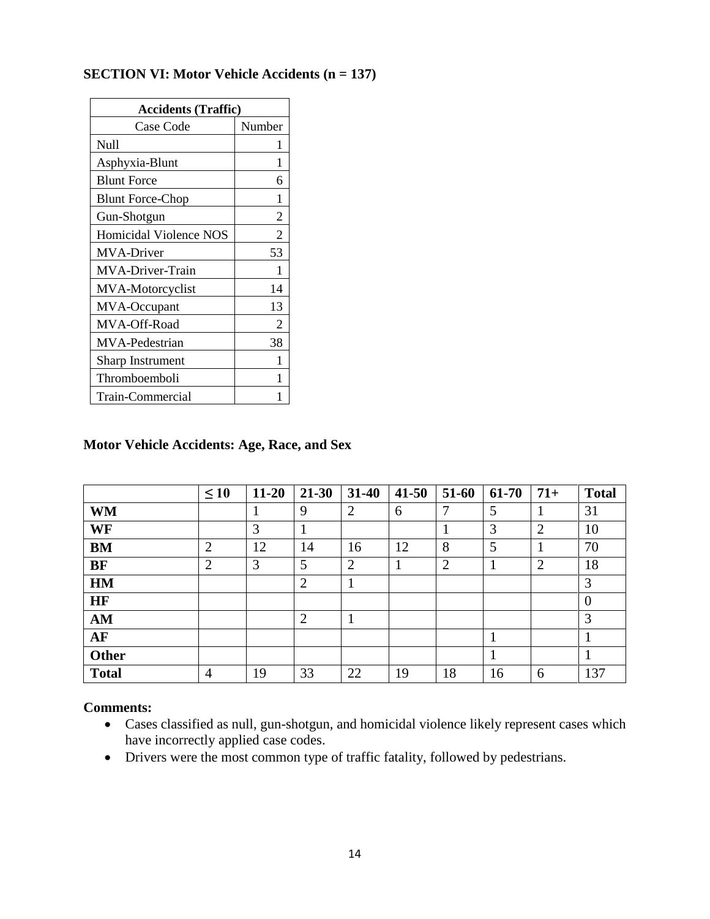## SECTION VI: Motor Vehicle Accidents (n = 137)

| Accidents (Traffic) | |
|---|---|
| Case Code | Number |
| Null | 1 |
| Asphyxia-Blunt | 1 |
| Blunt Force | 6 |
| Blunt Force-Chop | 1 |
| Gun-Shotgun | 2 |
| Homicidal Violence NOS | 2 |
| MVA-Driver | 53 |
| MVA-Driver-Train | 1 |
| MVA-Motorcyclist | 14 |
| MVA-Occupant | 13 |
| MVA-Off-Road | 2 |
| MVA-Pedestrian | 38 |
| Sharp Instrument | 1 |
| Thromboemboli | 1 |
| Train-Commercial | 1 |

### Motor Vehicle Accidents: Age, Race, and Sex

| | ≤ 10 | 11-20 | 21-30 | 31-40 | 41-50 | 51-60 | 61-70 | 71+ | Total |
|---|---|---|---|---|---|---|---|---|---|
| **WM** | | 1 | 9 | 2 | 6 | 7 | 5 | 1 | 31 |
| **WF** | | 3 | 1 | | | 1 | 3 | 2 | 10 |
| **BM** | 2 | 12 | 14 | 16 | 12 | 8 | 5 | 1 | 70 |
| **BF** | 2 | 3 | 5 | 2 | 1 | 2 | 1 | 2 | 18 |
| **HM** | | | 2 | 1 | | | | | 3 |
| **HF** | | | | | | | | | 0 |
| **AM** | | | 2 | 1 | | | | | 3 |
| **AF** | | | | | | | 1 | | 1 |
| **Other** | | | | | | | 1 | | 1 |
| **Total** | 4 | 19 | 33 | 22 | 19 | 18 | 16 | 6 | 137 |

**Comments:**

- Cases classified as null, gun-shotgun, and homicidal violence likely represent cases which have incorrectly applied case codes.
- Drivers were the most common type of traffic fatality, followed by pedestrians.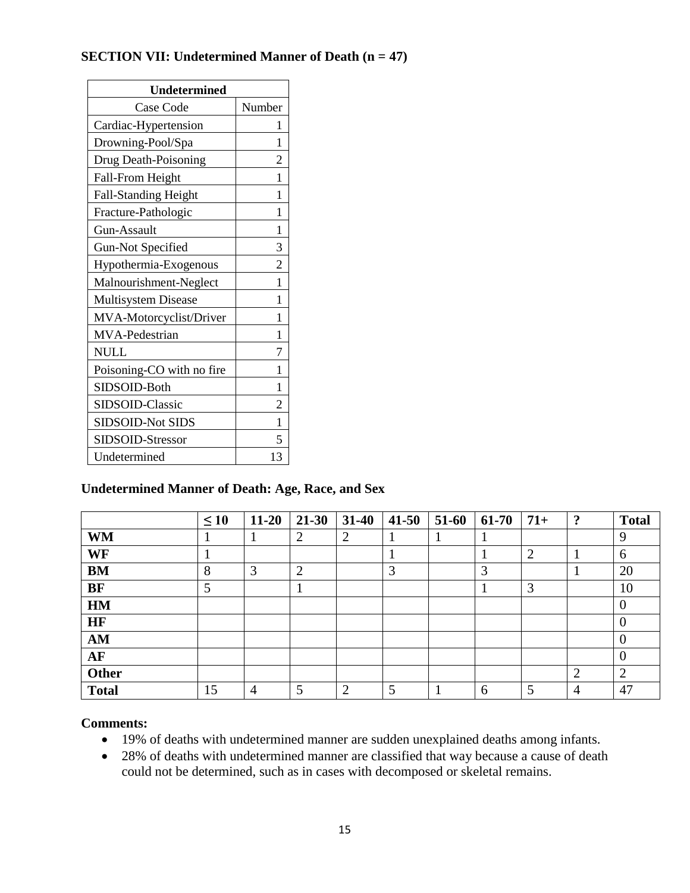### SECTION VII: Undetermined Manner of Death (n = 47)

| Undetermined | |
|---|---|
| Case Code | Number |
| Cardiac-Hypertension | 1 |
| Drowning-Pool/Spa | 1 |
| Drug Death-Poisoning | 2 |
| Fall-From Height | 1 |
| Fall-Standing Height | 1 |
| Fracture-Pathologic | 1 |
| Gun-Assault | 1 |
| Gun-Not Specified | 3 |
| Hypothermia-Exogenous | 2 |
| Malnourishment-Neglect | 1 |
| Multisystem Disease | 1 |
| MVA-Motorcyclist/Driver | 1 |
| MVA-Pedestrian | 1 |
| NULL | 7 |
| Poisoning-CO with no fire | 1 |
| SIDSOID-Both | 1 |
| SIDSOID-Classic | 2 |
| SIDSOID-Not SIDS | 1 |
| SIDSOID-Stressor | 5 |
| Undetermined | 13 |

**Undetermined Manner of Death: Age, Race, and Sex**

| | ≤ 10 | 11-20 | 21-30 | 31-40 | 41-50 | 51-60 | 61-70 | 71+ | ? | Total |
|---|---|---|---|---|---|---|---|---|---|---|
| **WM** | 1 | 1 | 2 | 2 | 1 | 1 | 1 | | | 9 |
| **WF** | 1 | | | | 1 | | 1 | 2 | 1 | 6 |
| **BM** | 8 | 3 | 2 | | 3 | | 3 | | 1 | 20 |
| **BF** | 5 | | 1 | | | | 1 | 3 | | 10 |
| **HM** | | | | | | | | | | 0 |
| **HF** | | | | | | | | | | 0 |
| **AM** | | | | | | | | | | 0 |
| **AF** | | | | | | | | | | 0 |
| **Other** | | | | | | | | | 2 | 2 |
| **Total** | 15 | 4 | 5 | 2 | 5 | 1 | 6 | 5 | 4 | 47 |

**Comments:**

- 19% of deaths with undetermined manner are sudden unexplained deaths among infants.
- 28% of deaths with undetermined manner are classified that way because a cause of death could not be determined, such as in cases with decomposed or skeletal remains.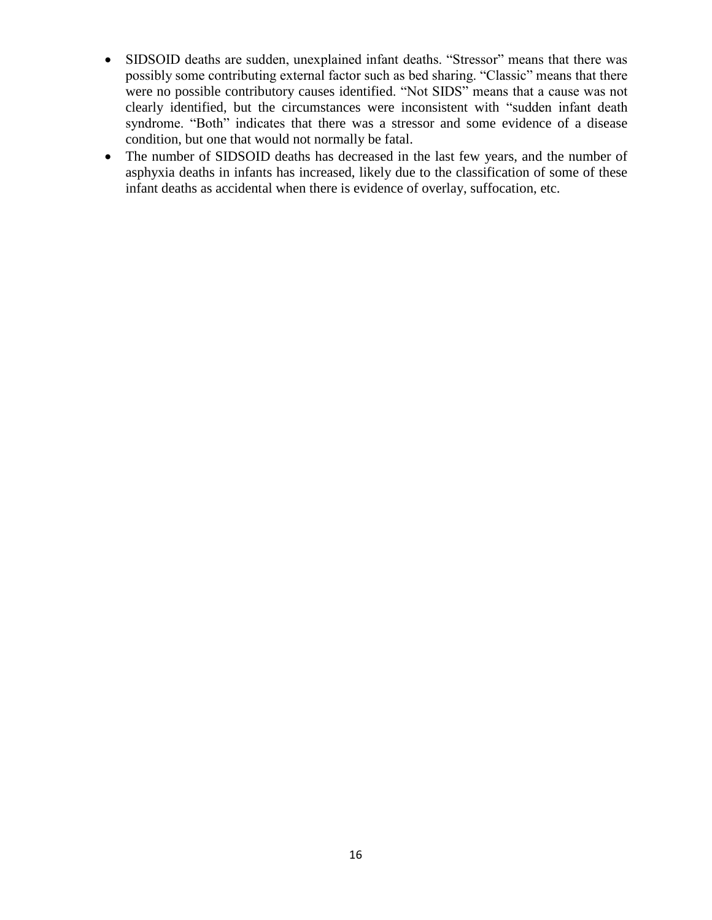- SIDSOID deaths are sudden, unexplained infant deaths. “Stressor” means that there was possibly some contributing external factor such as bed sharing. “Classic” means that there were no possible contributory causes identified. “Not SIDS” means that a cause was not clearly identified, but the circumstances were inconsistent with “sudden infant death syndrome. “Both” indicates that there was a stressor and some evidence of a disease condition, but one that would not normally be fatal.
- The number of SIDSOID deaths has decreased in the last few years, and the number of asphyxia deaths in infants has increased, likely due to the classification of some of these infant deaths as accidental when there is evidence of overlay, suffocation, etc.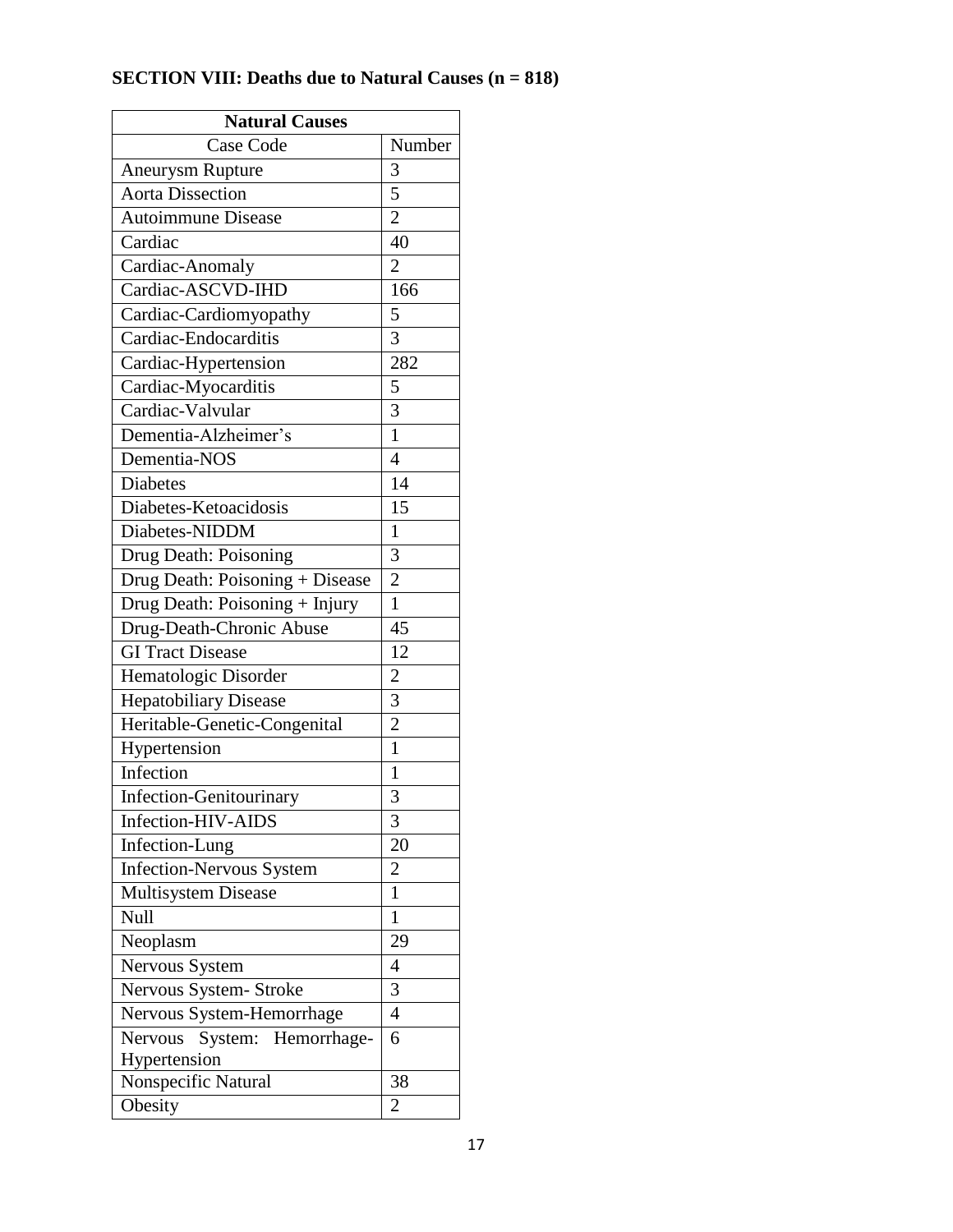**SECTION VIII: Deaths due to Natural Causes (n = 818)**

| Natural Causes | |
|---|---|
| Case Code | Number |
| Aneurysm Rupture | 3 |
| Aorta Dissection | 5 |
| Autoimmune Disease | 2 |
| Cardiac | 40 |
| Cardiac-Anomaly | 2 |
| Cardiac-ASCVD-IHD | 166 |
| Cardiac-Cardiomyopathy | 5 |
| Cardiac-Endocarditis | 3 |
| Cardiac-Hypertension | 282 |
| Cardiac-Myocarditis | 5 |
| Cardiac-Valvular | 3 |
| Dementia-Alzheimer's | 1 |
| Dementia-NOS | 4 |
| Diabetes | 14 |
| Diabetes-Ketoacidosis | 15 |
| Diabetes-NIDDM | 1 |
| Drug Death: Poisoning | 3 |
| Drug Death: Poisoning + Disease | 2 |
| Drug Death: Poisoning + Injury | 1 |
| Drug-Death-Chronic Abuse | 45 |
| GI Tract Disease | 12 |
| Hematologic Disorder | 2 |
| Hepatobiliary Disease | 3 |
| Heritable-Genetic-Congenital | 2 |
| Hypertension | 1 |
| Infection | 1 |
| Infection-Genitourinary | 3 |
| Infection-HIV-AIDS | 3 |
| Infection-Lung | 20 |
| Infection-Nervous System | 2 |
| Multisystem Disease | 1 |
| Null | 1 |
| Neoplasm | 29 |
| Nervous System | 4 |
| Nervous System- Stroke | 3 |
| Nervous System-Hemorrhage | 4 |
| Nervous System: Hemorrhage-Hypertension | 6 |
| Nonspecific Natural | 38 |
| Obesity | 2 |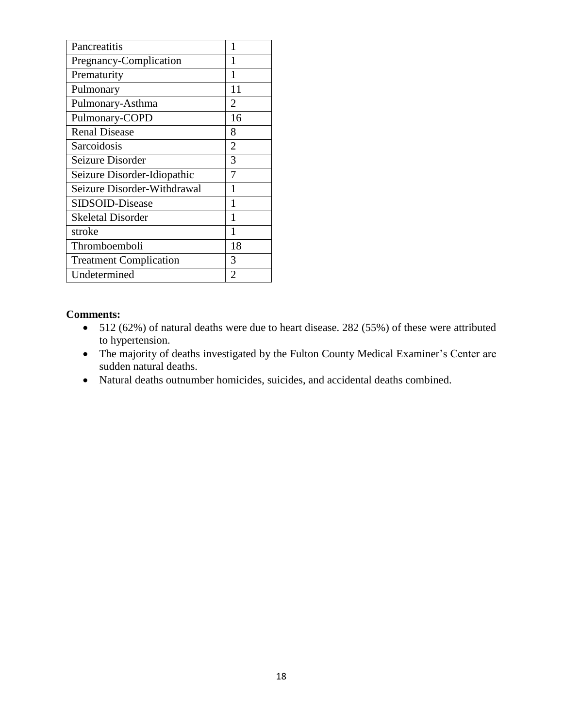| Pancreatitis | 1 |
|---|---|
| Pregnancy-Complication | 1 |
| Prematurity | 1 |
| Pulmonary | 11 |
| Pulmonary-Asthma | 2 |
| Pulmonary-COPD | 16 |
| Renal Disease | 8 |
| Sarcoidosis | 2 |
| Seizure Disorder | 3 |
| Seizure Disorder-Idiopathic | 7 |
| Seizure Disorder-Withdrawal | 1 |
| SIDSOID-Disease | 1 |
| Skeletal Disorder | 1 |
| stroke | 1 |
| Thromboemboli | 18 |
| Treatment Complication | 3 |
| Undetermined | 2 |

**Comments:**

- 512 (62%) of natural deaths were due to heart disease. 282 (55%) of these were attributed to hypertension.
- The majority of deaths investigated by the Fulton County Medical Examiner's Center are sudden natural deaths.
- Natural deaths outnumber homicides, suicides, and accidental deaths combined.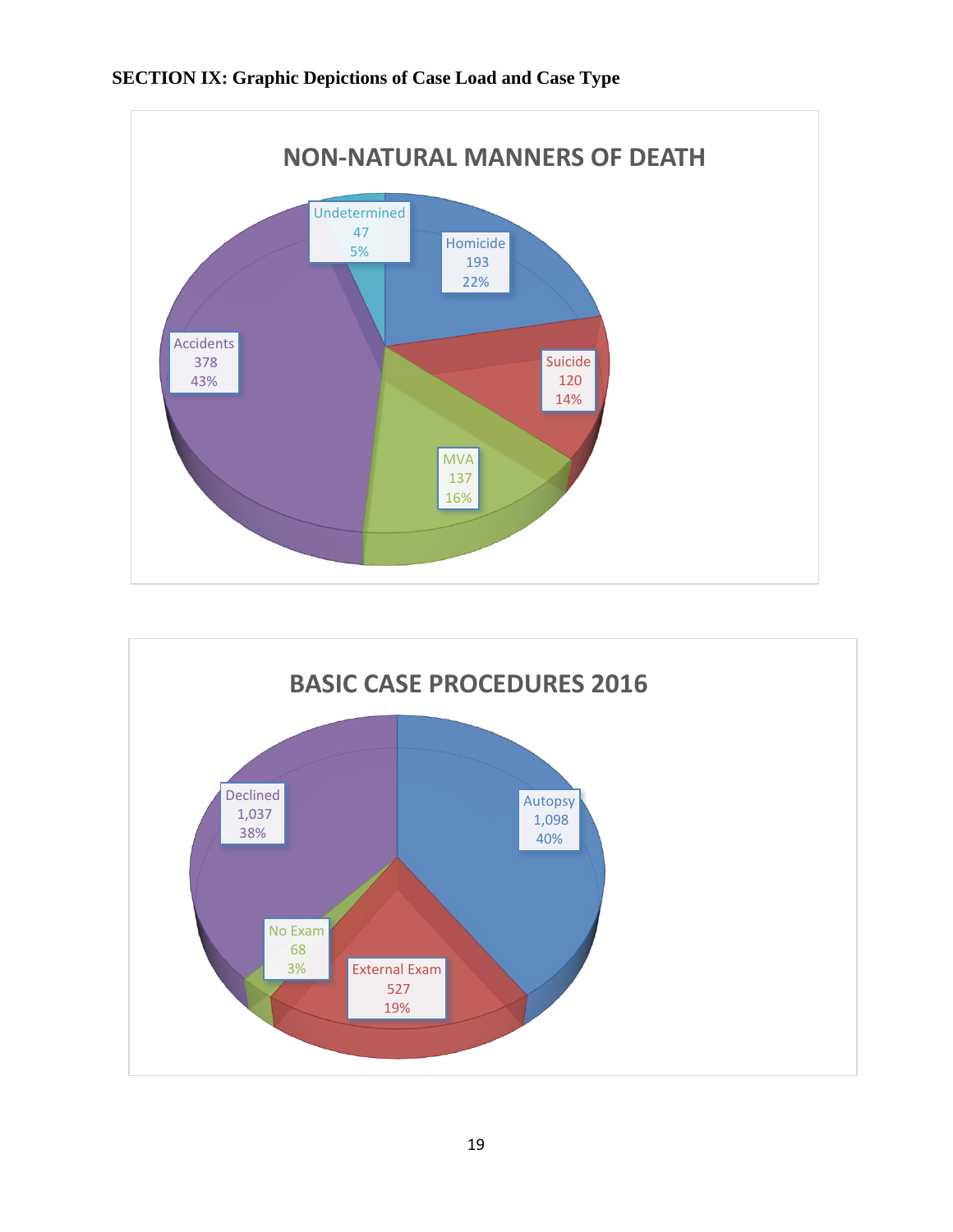**SECTION IX: Graphic Depictions of Case Load and Case Type**

**NON-NATURAL MANNERS OF DEATH**

| Manner | Count | Percent |
|---|---|---|
| Homicide | 193 | 22% |
| Suicide | 120 | 14% |
| MVA | 137 | 16% |
| Accidents | 378 | 43% |
| Undetermined | 47 | 5% |

**BASIC CASE PROCEDURES 2016**

| Procedure | Count | Percent |
|---|---|---|
| Autopsy | 1,098 | 40% |
| External Exam | 527 | 19% |
| No Exam | 68 | 3% |
| Declined | 1,037 | 38% |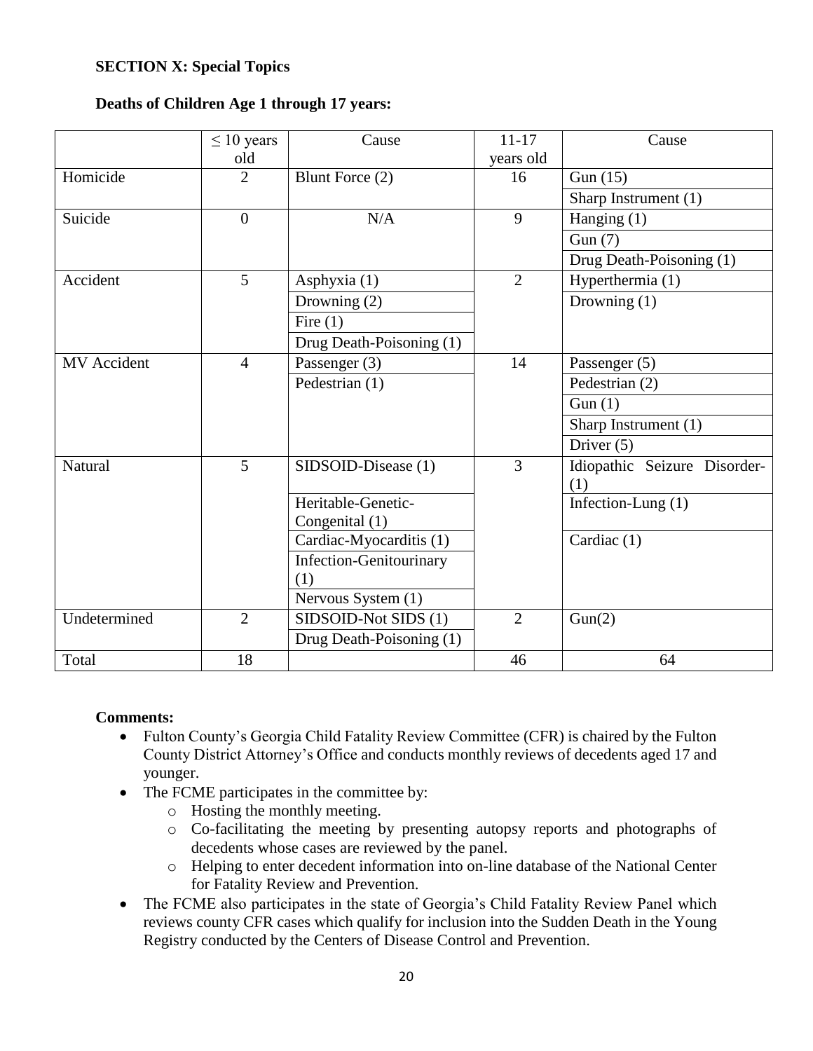**SECTION X: Special Topics**

**Deaths of Children Age 1 through 17 years:**

| | ≤ 10 years old | Cause | 11-17 years old | Cause |
|---|---|---|---|---|
| Homicide | 2 | Blunt Force (2) | 16 | Gun (15) |
| | | | | Sharp Instrument (1) |
| Suicide | 0 | N/A | 9 | Hanging (1) |
| | | | | Gun (7) |
| | | | | Drug Death-Poisoning (1) |
| Accident | 5 | Asphyxia (1) | 2 | Hyperthermia (1) |
| | | Drowning (2) | | Drowning (1) |
| | | Fire (1) | | |
| | | Drug Death-Poisoning (1) | | |
| MV Accident | 4 | Passenger (3) | 14 | Passenger (5) |
| | | Pedestrian (1) | | Pedestrian (2) |
| | | | | Gun (1) |
| | | | | Sharp Instrument (1) |
| | | | | Driver (5) |
| Natural | 5 | SIDSOID-Disease (1) | 3 | Idiopathic Seizure Disorder-(1) |
| | | Heritable-Genetic-Congenital (1) | | Infection-Lung (1) |
| | | Cardiac-Myocarditis (1) | | Cardiac (1) |
| | | Infection-Genitourinary (1) | | |
| | | Nervous System (1) | | |
| Undetermined | 2 | SIDSOID-Not SIDS (1) | 2 | Gun(2) |
| | | Drug Death-Poisoning (1) | | |
| Total | 18 | | 46 | 64 |

**Comments:**

- Fulton County's Georgia Child Fatality Review Committee (CFR) is chaired by the Fulton County District Attorney's Office and conducts monthly reviews of decedents aged 17 and younger.
- The FCME participates in the committee by:
  - Hosting the monthly meeting.
  - Co-facilitating the meeting by presenting autopsy reports and photographs of decedents whose cases are reviewed by the panel.
  - Helping to enter decedent information into on-line database of the National Center for Fatality Review and Prevention.
- The FCME also participates in the state of Georgia's Child Fatality Review Panel which reviews county CFR cases which qualify for inclusion into the Sudden Death in the Young Registry conducted by the Centers of Disease Control and Prevention.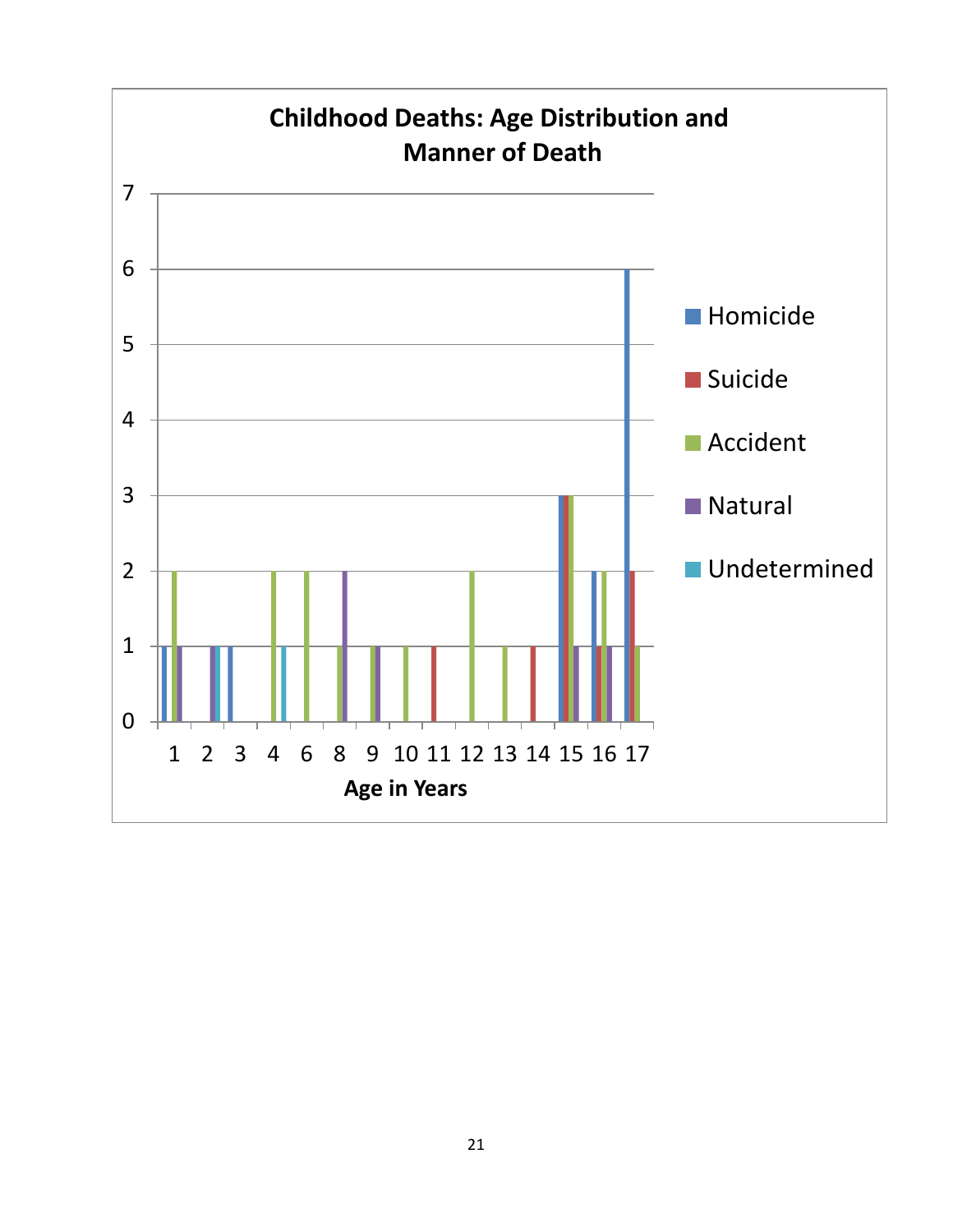**Childhood Deaths: Age Distribution and Manner of Death**

| Age in Years | Homicide | Suicide | Accident | Natural | Undetermined |
|---|---|---|---|---|---|
| 1 | 1 | | 2 | 1 | |
| 2 | | | | 1 | 1 |
| 3 | 1 | | | | |
| 4 | | | 2 | | 1 |
| 6 | | | 2 | | |
| 8 | | | 1 | 2 | |
| 9 | | | 1 | 1 | |
| 10 | | | 1 | | |
| 11 | | 1 | | | |
| 12 | | | 2 | | |
| 13 | | | 1 | | |
| 14 | | 1 | | | |
| 15 | 3 | 3 | 3 | 1 | |
| 16 | 2 | 1 | 2 | 1 | |
| 17 | 6 | 2 | 1 | | |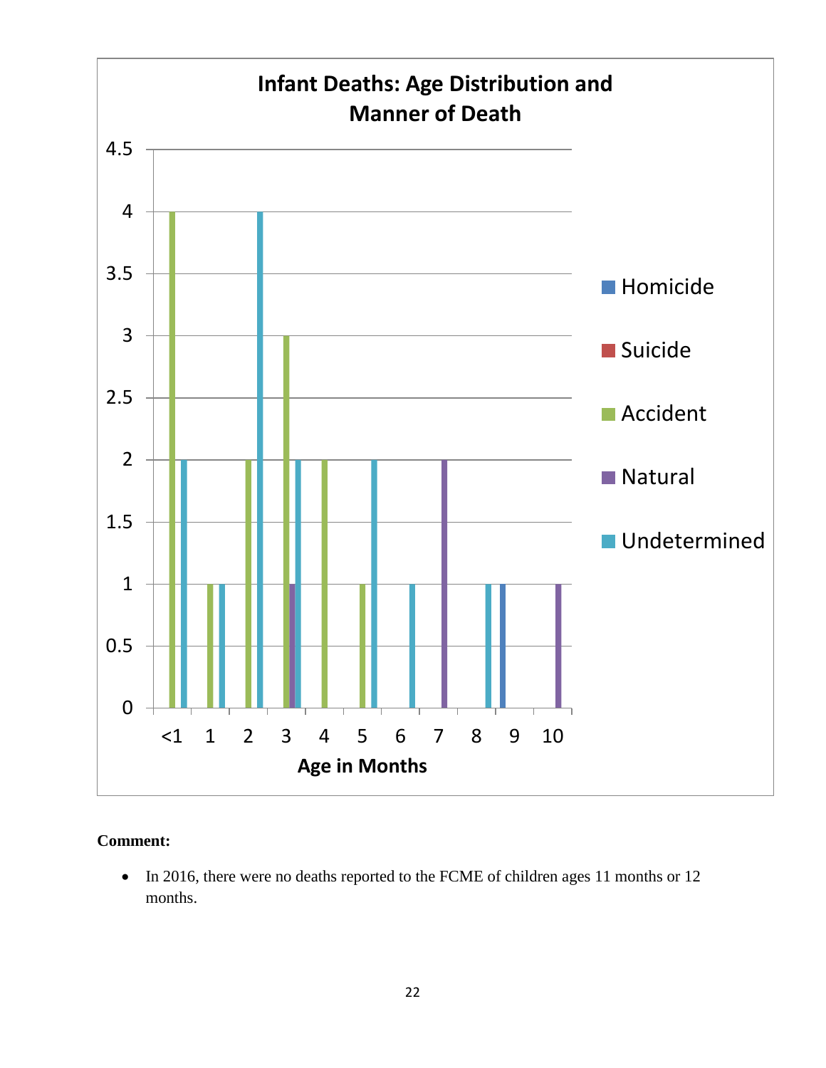**Infant Deaths: Age Distribution and Manner of Death**

| Age in Months | Homicide | Suicide | Accident | Natural | Undetermined |
|---|---|---|---|---|---|
| <1 | | | 4 | | 2 |
| 1 | | | 1 | | 1 |
| 2 | | | 2 | | 4 |
| 3 | | | 3 | 1 | 2 |
| 4 | | | 2 | | |
| 5 | | | 1 | | 2 |
| 6 | | | | | 1 |
| 7 | | | | 2 | |
| 8 | | | | | 1 |
| 9 | 1 | | | | |
| 10 | | | | 1 | |

**Comment:**

- In 2016, there were no deaths reported to the FCME of children ages 11 months or 12 months.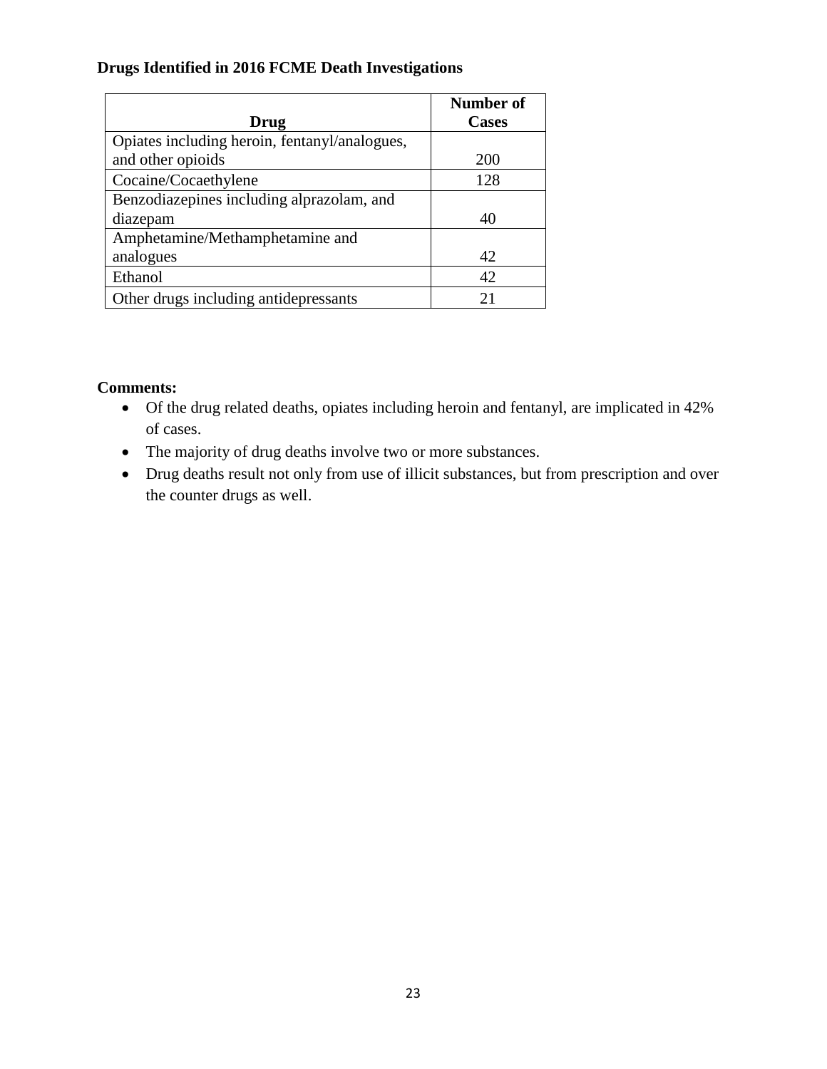**Drugs Identified in 2016 FCME Death Investigations**

| Drug | Number of Cases |
|---|---|
| Opiates including heroin, fentanyl/analogues, and other opioids | 200 |
| Cocaine/Cocaethylene | 128 |
| Benzodiazepines including alprazolam, and diazepam | 40 |
| Amphetamine/Methamphetamine and analogues | 42 |
| Ethanol | 42 |
| Other drugs including antidepressants | 21 |

**Comments:**

- Of the drug related deaths, opiates including heroin and fentanyl, are implicated in 42% of cases.
- The majority of drug deaths involve two or more substances.
- Drug deaths result not only from use of illicit substances, but from prescription and over the counter drugs as well.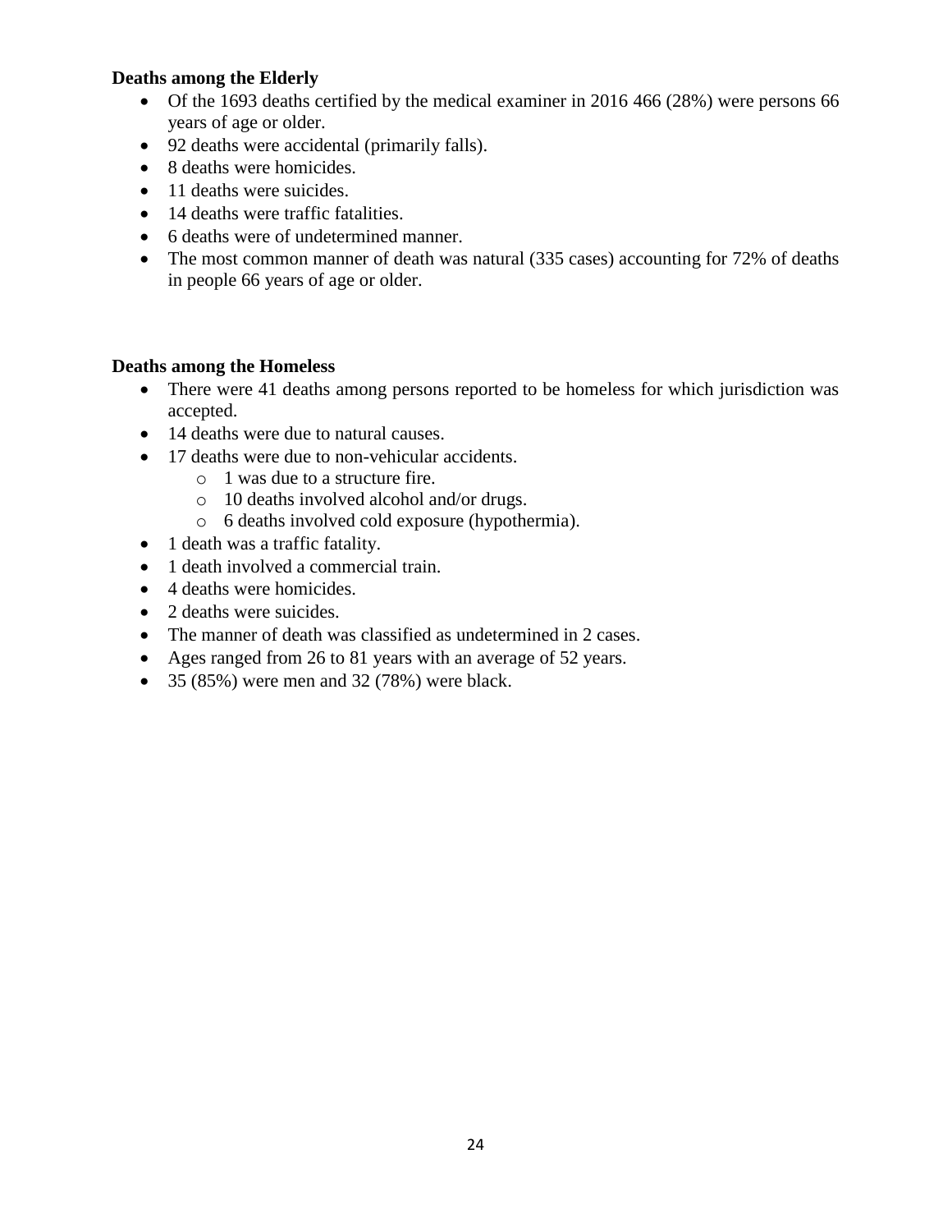**Deaths among the Elderly**

- Of the 1693 deaths certified by the medical examiner in 2016 466 (28%) were persons 66 years of age or older.
- 92 deaths were accidental (primarily falls).
- 8 deaths were homicides.
- 11 deaths were suicides.
- 14 deaths were traffic fatalities.
- 6 deaths were of undetermined manner.
- The most common manner of death was natural (335 cases) accounting for 72% of deaths in people 66 years of age or older.

**Deaths among the Homeless**

- There were 41 deaths among persons reported to be homeless for which jurisdiction was accepted.
- 14 deaths were due to natural causes.
- 17 deaths were due to non-vehicular accidents.
  - 1 was due to a structure fire.
  - 10 deaths involved alcohol and/or drugs.
  - 6 deaths involved cold exposure (hypothermia).
- 1 death was a traffic fatality.
- 1 death involved a commercial train.
- 4 deaths were homicides.
- 2 deaths were suicides.
- The manner of death was classified as undetermined in 2 cases.
- Ages ranged from 26 to 81 years with an average of 52 years.
- 35 (85%) were men and 32 (78%) were black.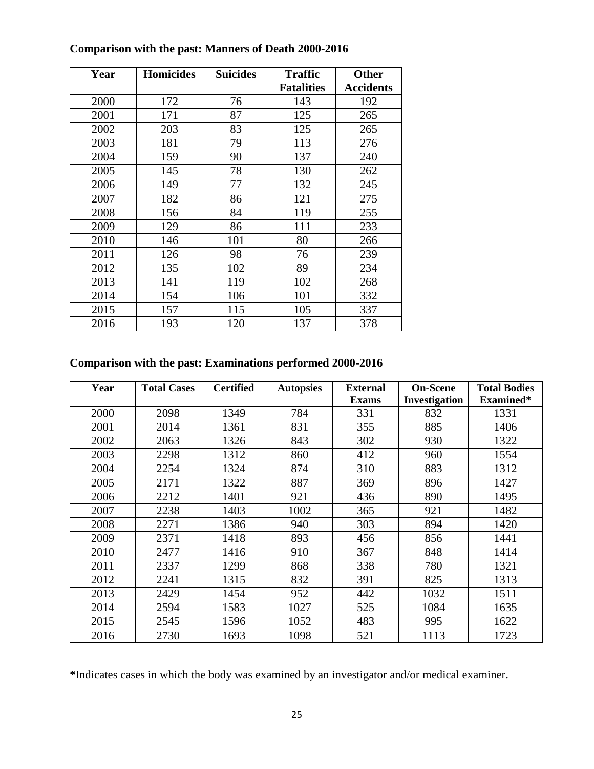**Comparison with the past: Manners of Death 2000-2016**

| Year | Homicides | Suicides | Traffic Fatalities | Other Accidents |
|---|---|---|---|---|
| 2000 | 172 | 76 | 143 | 192 |
| 2001 | 171 | 87 | 125 | 265 |
| 2002 | 203 | 83 | 125 | 265 |
| 2003 | 181 | 79 | 113 | 276 |
| 2004 | 159 | 90 | 137 | 240 |
| 2005 | 145 | 78 | 130 | 262 |
| 2006 | 149 | 77 | 132 | 245 |
| 2007 | 182 | 86 | 121 | 275 |
| 2008 | 156 | 84 | 119 | 255 |
| 2009 | 129 | 86 | 111 | 233 |
| 2010 | 146 | 101 | 80 | 266 |
| 2011 | 126 | 98 | 76 | 239 |
| 2012 | 135 | 102 | 89 | 234 |
| 2013 | 141 | 119 | 102 | 268 |
| 2014 | 154 | 106 | 101 | 332 |
| 2015 | 157 | 115 | 105 | 337 |
| 2016 | 193 | 120 | 137 | 378 |

**Comparison with the past: Examinations performed 2000-2016**

| Year | Total Cases | Certified | Autopsies | External Exams | On-Scene Investigation | Total Bodies Examined* |
|---|---|---|---|---|---|---|
| 2000 | 2098 | 1349 | 784 | 331 | 832 | 1331 |
| 2001 | 2014 | 1361 | 831 | 355 | 885 | 1406 |
| 2002 | 2063 | 1326 | 843 | 302 | 930 | 1322 |
| 2003 | 2298 | 1312 | 860 | 412 | 960 | 1554 |
| 2004 | 2254 | 1324 | 874 | 310 | 883 | 1312 |
| 2005 | 2171 | 1322 | 887 | 369 | 896 | 1427 |
| 2006 | 2212 | 1401 | 921 | 436 | 890 | 1495 |
| 2007 | 2238 | 1403 | 1002 | 365 | 921 | 1482 |
| 2008 | 2271 | 1386 | 940 | 303 | 894 | 1420 |
| 2009 | 2371 | 1418 | 893 | 456 | 856 | 1441 |
| 2010 | 2477 | 1416 | 910 | 367 | 848 | 1414 |
| 2011 | 2337 | 1299 | 868 | 338 | 780 | 1321 |
| 2012 | 2241 | 1315 | 832 | 391 | 825 | 1313 |
| 2013 | 2429 | 1454 | 952 | 442 | 1032 | 1511 |
| 2014 | 2594 | 1583 | 1027 | 525 | 1084 | 1635 |
| 2015 | 2545 | 1596 | 1052 | 483 | 995 | 1622 |
| 2016 | 2730 | 1693 | 1098 | 521 | 1113 | 1723 |

**\***Indicates cases in which the body was examined by an investigator and/or medical examiner.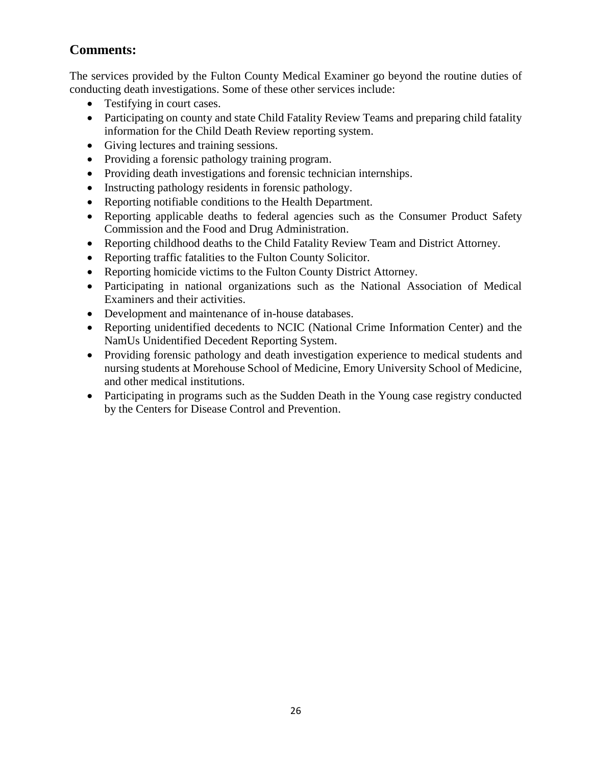## Comments:

The services provided by the Fulton County Medical Examiner go beyond the routine duties of conducting death investigations. Some of these other services include:

- Testifying in court cases.
- Participating on county and state Child Fatality Review Teams and preparing child fatality information for the Child Death Review reporting system.
- Giving lectures and training sessions.
- Providing a forensic pathology training program.
- Providing death investigations and forensic technician internships.
- Instructing pathology residents in forensic pathology.
- Reporting notifiable conditions to the Health Department.
- Reporting applicable deaths to federal agencies such as the Consumer Product Safety Commission and the Food and Drug Administration.
- Reporting childhood deaths to the Child Fatality Review Team and District Attorney.
- Reporting traffic fatalities to the Fulton County Solicitor.
- Reporting homicide victims to the Fulton County District Attorney.
- Participating in national organizations such as the National Association of Medical Examiners and their activities.
- Development and maintenance of in-house databases.
- Reporting unidentified decedents to NCIC (National Crime Information Center) and the NamUs Unidentified Decedent Reporting System.
- Providing forensic pathology and death investigation experience to medical students and nursing students at Morehouse School of Medicine, Emory University School of Medicine, and other medical institutions.
- Participating in programs such as the Sudden Death in the Young case registry conducted by the Centers for Disease Control and Prevention.